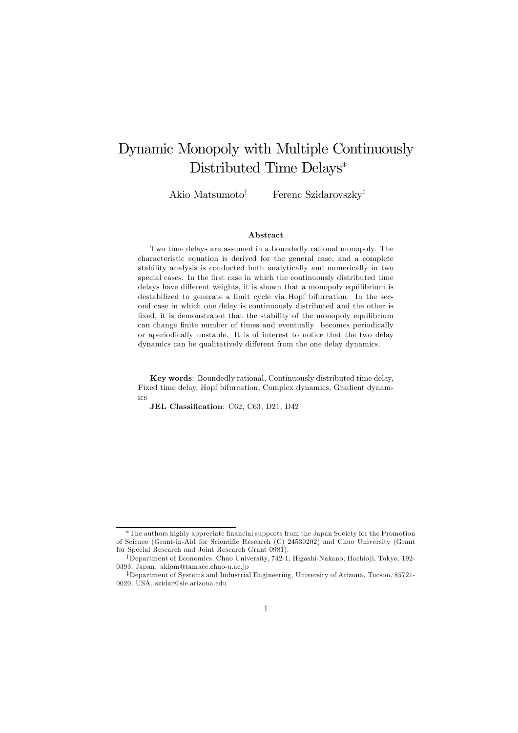# Dynamic Monopoly with Multiple Continuously Distributed Time Delays*

Akio Matsumoto† Ferenc Szidarovszky‡

## Abstract

Two time delays are assumed in a boundedly rational monopoly. The characteristic equation is derived for the general case, and a complete stability analysis is conducted both analytically and numerically in two special cases. In the first case in which the continuously distributed time delays have different weights, it is shown that a monopoly equilibrium is destabilized to generate a limit cycle via Hopf bifurcation. In the second case in which one delay is continuously distributed and the other is fixed, it is demonstrated that the stability of the monopoly equilibrium can change finite number of times and eventually becomes periodically or aperiodically unstable. It is of interest to notice that the two delay dynamics can be qualitatively different from the one delay dynamics.

**Key words**: Boundedly rational, Continuously distributed time delay, Fixed time delay, Hopf bifurcation, Complex dynamics, Gradient dynamics

**JEL Classification**: C62, C63, D21, D42

---

*The authors highly appreciate financial supports from the Japan Society for the Promotion of Science (Grant-in-Aid for Scientific Research (C) 24530202) and Chuo University (Grant for Special Research and Joint Research Grant 0981).

†Department of Economics, Chuo University, 742-1, Higashi-Nakano, Hachioji, Tokyo, 192-0393, Japan. akiom@tamacc.chuo-u.ac.jp

‡Department of Systems and Industrial Engineering, University of Arizona, Tucson, 85721-0020, USA. szidar@sie.arizona.edu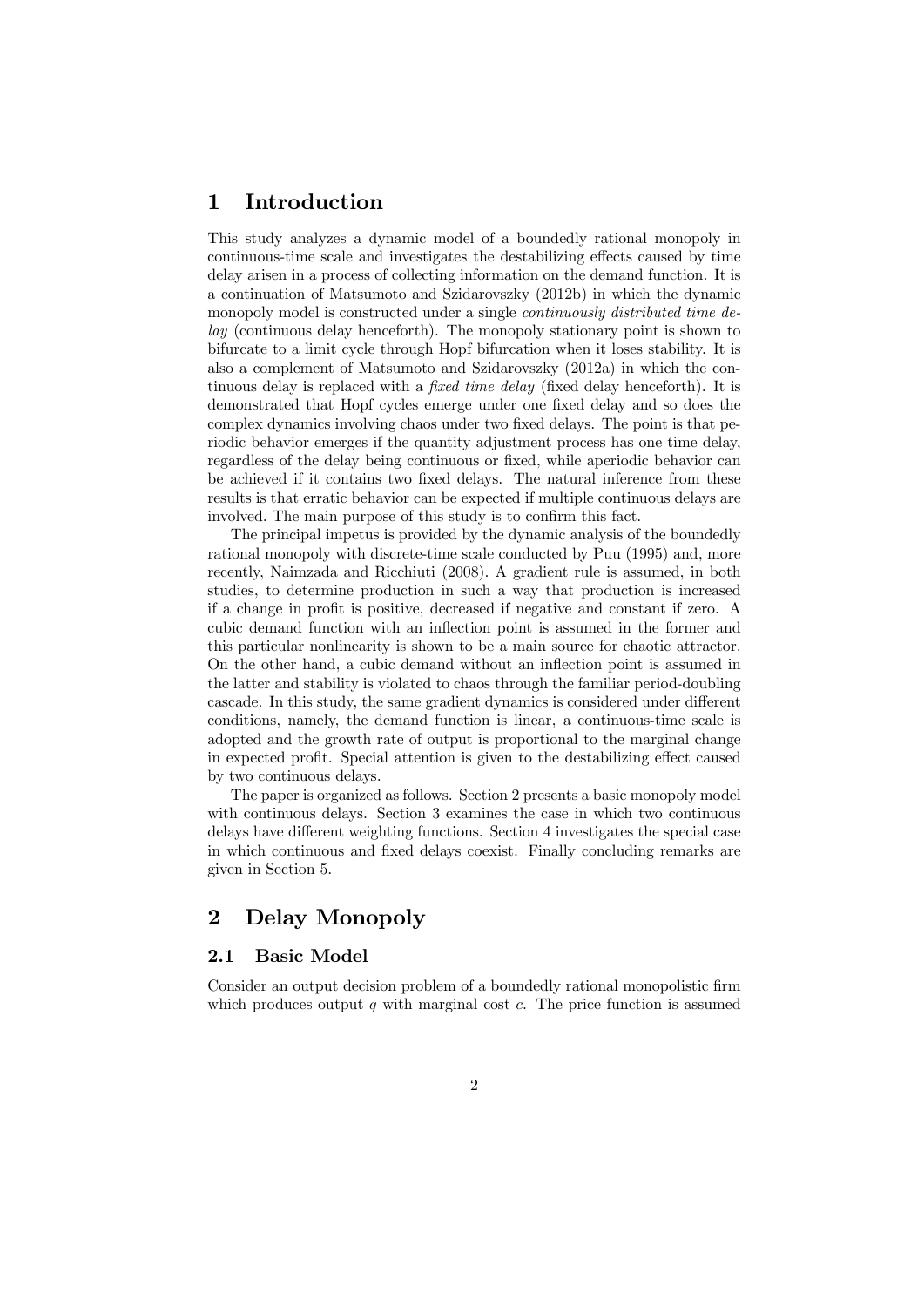# 1 Introduction

This study analyzes a dynamic model of a boundedly rational monopoly in continuous-time scale and investigates the destabilizing effects caused by time delay arisen in a process of collecting information on the demand function. It is a continuation of Matsumoto and Szidarovszky (2012b) in which the dynamic monopoly model is constructed under a single *continuously distributed time delay* (continuous delay henceforth). The monopoly stationary point is shown to bifurcate to a limit cycle through Hopf bifurcation when it loses stability. It is also a complement of Matsumoto and Szidarovszky (2012a) in which the continuous delay is replaced with a *fixed time delay* (fixed delay henceforth). It is demonstrated that Hopf cycles emerge under one fixed delay and so does the complex dynamics involving chaos under two fixed delays. The point is that periodic behavior emerges if the quantity adjustment process has one time delay, regardless of the delay being continuous or fixed, while aperiodic behavior can be achieved if it contains two fixed delays. The natural inference from these results is that erratic behavior can be expected if multiple continuous delays are involved. The main purpose of this study is to confirm this fact.

The principal impetus is provided by the dynamic analysis of the boundedly rational monopoly with discrete-time scale conducted by Puu (1995) and, more recently, Naimzada and Ricchiuti (2008). A gradient rule is assumed, in both studies, to determine production in such a way that production is increased if a change in profit is positive, decreased if negative and constant if zero. A cubic demand function with an inflection point is assumed in the former and this particular nonlinearity is shown to be a main source for chaotic attractor. On the other hand, a cubic demand without an inflection point is assumed in the latter and stability is violated to chaos through the familiar period-doubling cascade. In this study, the same gradient dynamics is considered under different conditions, namely, the demand function is linear, a continuous-time scale is adopted and the growth rate of output is proportional to the marginal change in expected profit. Special attention is given to the destabilizing effect caused by two continuous delays.

The paper is organized as follows. Section 2 presents a basic monopoly model with continuous delays. Section 3 examines the case in which two continuous delays have different weighting functions. Section 4 investigates the special case in which continuous and fixed delays coexist. Finally concluding remarks are given in Section 5.

# 2 Delay Monopoly

## 2.1 Basic Model

Consider an output decision problem of a boundedly rational monopolistic firm which produces output $q$ with marginal cost $c$. The price function is assumed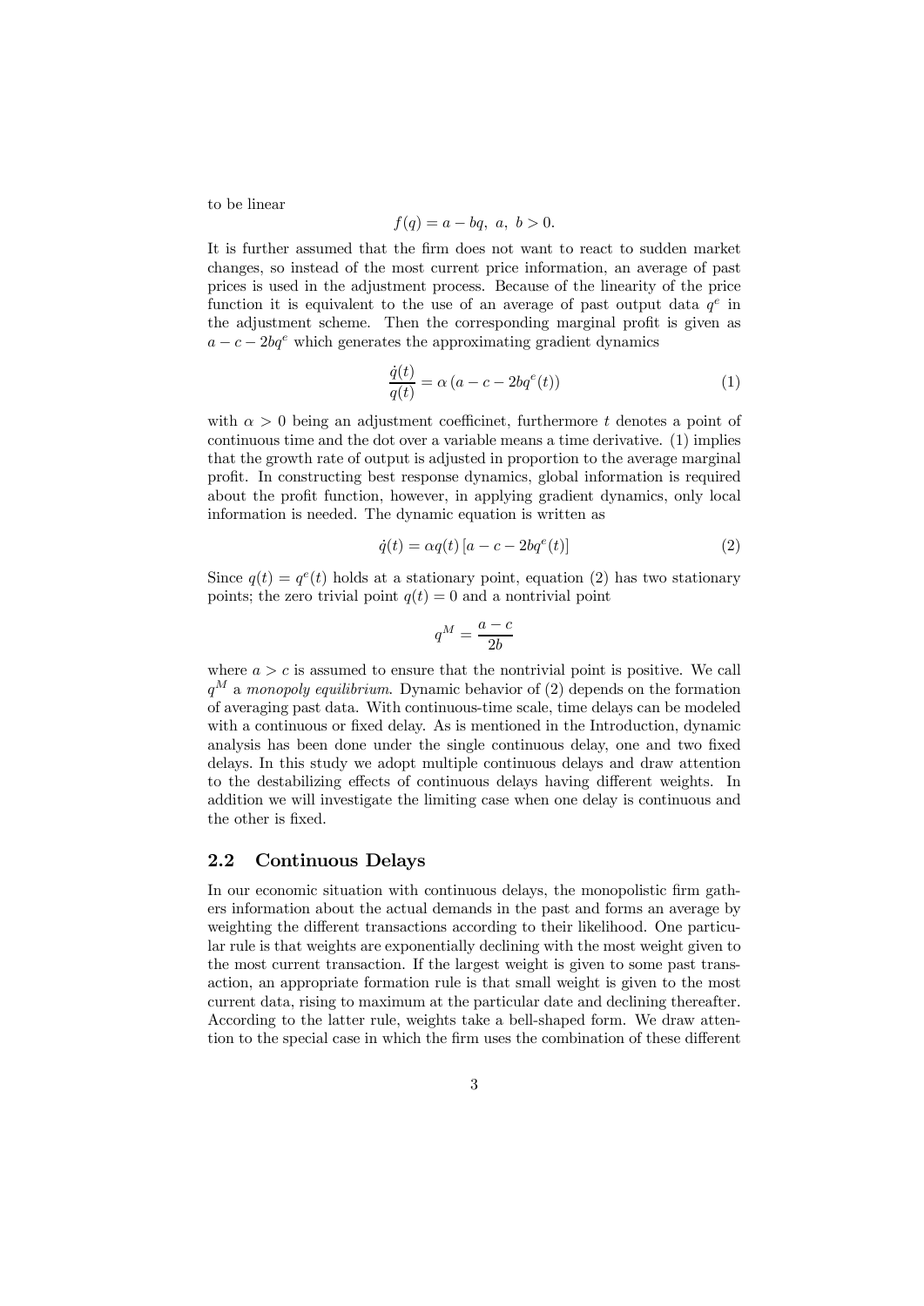to be linear

$$f(q) = a - bq, \ a, \ b > 0.$$

It is further assumed that the firm does not want to react to sudden market changes, so instead of the most current price information, an average of past prices is used in the adjustment process. Because of the linearity of the price function it is equivalent to the use of an average of past output data $q^e$ in the adjustment scheme. Then the corresponding marginal profit is given as $a - c - 2bq^e$ which generates the approximating gradient dynamics

$$\frac{\dot{q}(t)}{q(t)} = \alpha \left( a - c - 2bq^e(t) \right) \tag{1}$$

with $\alpha > 0$ being an adjustment coefficinet, furthermore $t$ denotes a point of continuous time and the dot over a variable means a time derivative. (1) implies that the growth rate of output is adjusted in proportion to the average marginal profit. In constructing best response dynamics, global information is required about the profit function, however, in applying gradient dynamics, only local information is needed. The dynamic equation is written as

$$\dot{q}(t) = \alpha q(t) \left[ a - c - 2bq^e(t) \right] \tag{2}$$

Since $q(t) = q^e(t)$ holds at a stationary point, equation (2) has two stationary points; the zero trivial point $q(t) = 0$ and a nontrivial point

$$q^M = \frac{a - c}{2b}$$

where $a > c$ is assumed to ensure that the nontrivial point is positive. We call $q^M$ a *monopoly equilibrium*. Dynamic behavior of (2) depends on the formation of averaging past data. With continuous-time scale, time delays can be modeled with a continuous or fixed delay. As is mentioned in the Introduction, dynamic analysis has been done under the single continuous delay, one and two fixed delays. In this study we adopt multiple continuous delays and draw attention to the destabilizing effects of continuous delays having different weights. In addition we will investigate the limiting case when one delay is continuous and the other is fixed.

## 2.2 Continuous Delays

In our economic situation with continuous delays, the monopolistic firm gathers information about the actual demands in the past and forms an average by weighting the different transactions according to their likelihood. One particular rule is that weights are exponentially declining with the most weight given to the most current transaction. If the largest weight is given to some past transaction, an appropriate formation rule is that small weight is given to the most current data, rising to maximum at the particular date and declining thereafter. According to the latter rule, weights take a bell-shaped form. We draw attention to the special case in which the firm uses the combination of these different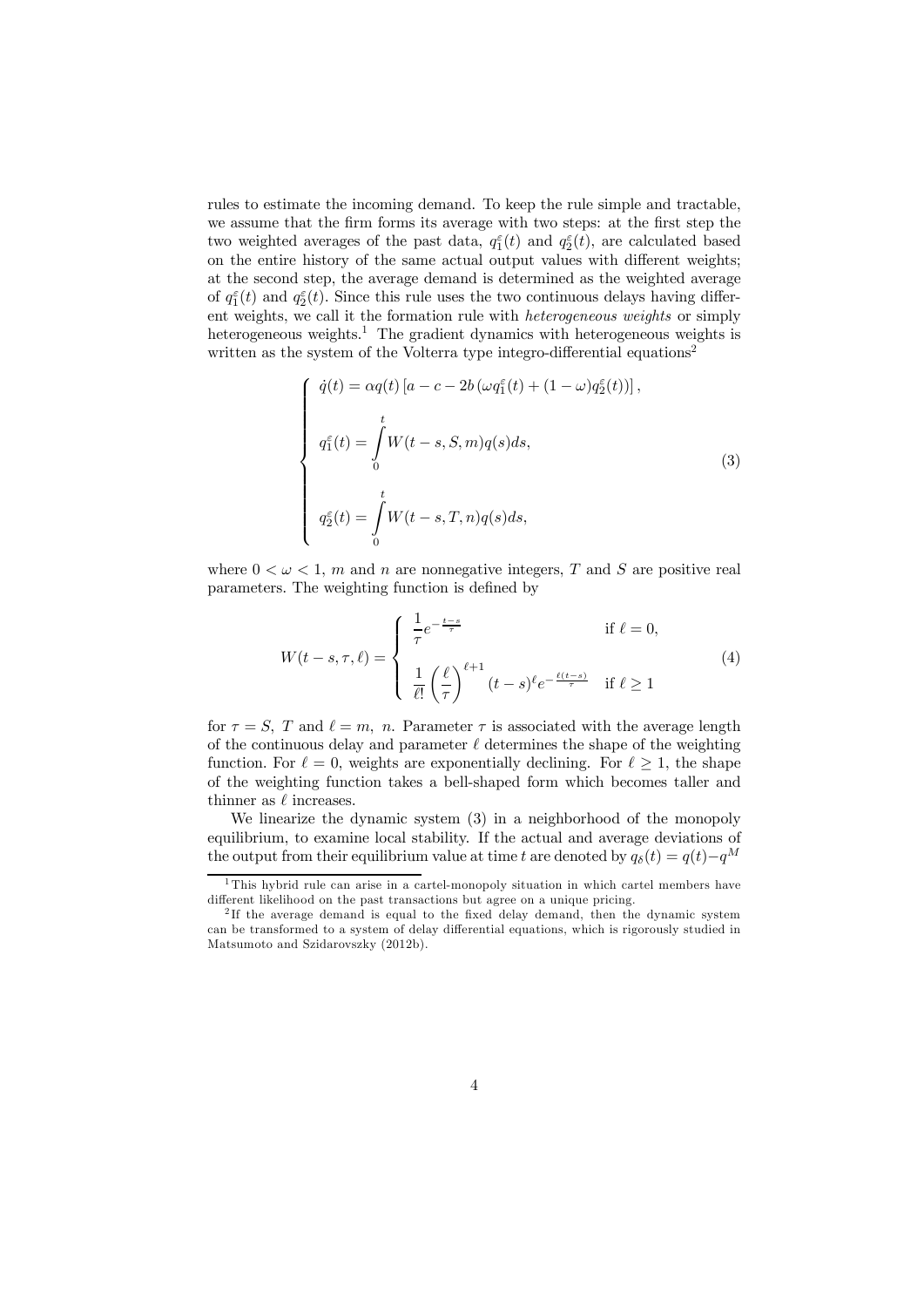rules to estimate the incoming demand. To keep the rule simple and tractable, we assume that the firm forms its average with two steps: at the first step the two weighted averages of the past data, $q_1^\varepsilon(t)$ and $q_2^\varepsilon(t)$, are calculated based on the entire history of the same actual output values with different weights; at the second step, the average demand is determined as the weighted average of $q_1^\varepsilon(t)$ and $q_2^\varepsilon(t)$. Since this rule uses the two continuous delays having different weights, we call it the formation rule with *heterogeneous weights* or simply heterogeneous weights.[1] The gradient dynamics with heterogeneous weights is written as the system of the Volterra type integro-differential equations[2]

$$
\begin{cases}
\dot{q}(t) = \alpha q(t)\left[a - c - 2b\left(\omega q_1^\varepsilon(t) + (1-\omega) q_2^\varepsilon(t)\right)\right], \\[2ex]
q_1^\varepsilon(t) = \displaystyle\int_0^t W(t-s, S, m) q(s) ds, \\[2ex]
q_2^\varepsilon(t) = \displaystyle\int_0^t W(t-s, T, n) q(s) ds,
\end{cases}
\tag{3}
$$

where $0 < \omega < 1$, $m$ and $n$ are nonnegative integers, $T$ and $S$ are positive real parameters. The weighting function is defined by

$$
W(t-s, \tau, \ell) = 
\begin{cases}
\dfrac{1}{\tau} e^{-\frac{t-s}{\tau}} & \text{if } \ell = 0, \\[2ex]
\dfrac{1}{\ell!}\left(\dfrac{\ell}{\tau}\right)^{\ell+1} (t-s)^\ell e^{-\frac{\ell(t-s)}{\tau}} & \text{if } \ell \geq 1
\end{cases}
\tag{4}
$$

for $\tau = S,\ T$ and $\ell = m,\ n$. Parameter $\tau$ is associated with the average length of the continuous delay and parameter $\ell$ determines the shape of the weighting function. For $\ell = 0$, weights are exponentially declining. For $\ell \geq 1$, the shape of the weighting function takes a bell-shaped form which becomes taller and thinner as $\ell$ increases.

We linearize the dynamic system (3) in a neighborhood of the monopoly equilibrium, to examine local stability. If the actual and average deviations of the output from their equilibrium value at time $t$ are denoted by $q_\delta(t) = q(t) - q^M$

---

[1] This hybrid rule can arise in a cartel-monopoly situation in which cartel members have different likelihood on the past transactions but agree on a unique pricing.

[2] If the average demand is equal to the fixed delay demand, then the dynamic system can be transformed to a system of delay differential equations, which is rigorously studied in Matsumoto and Szidarovszky (2012b).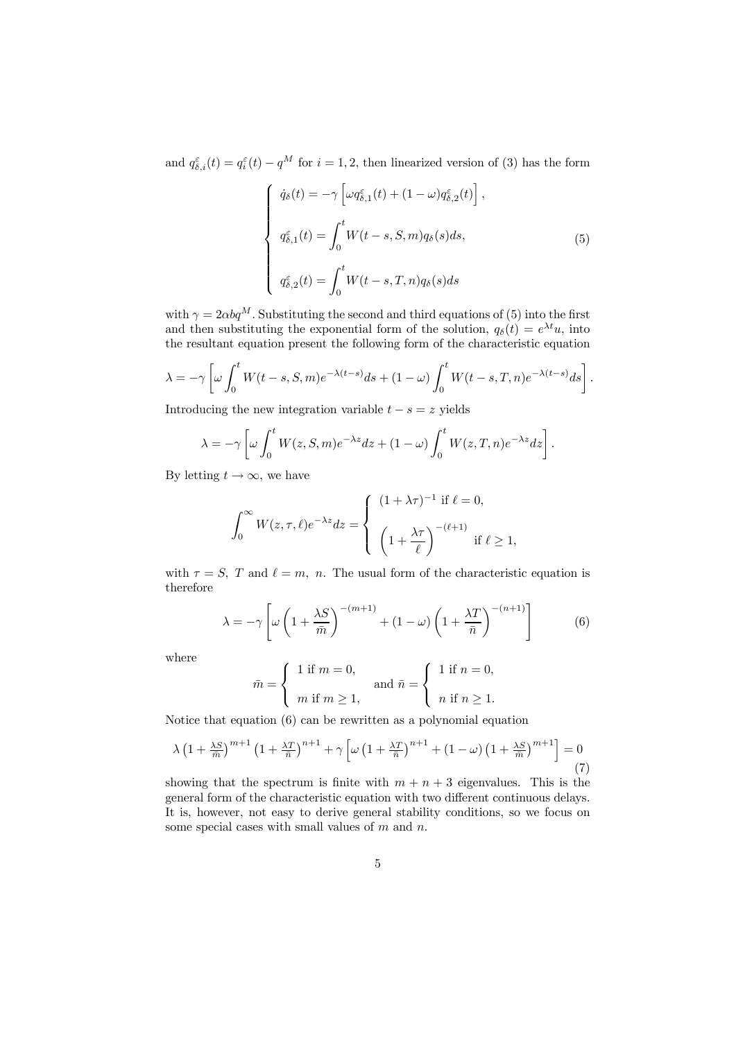and $q^{\varepsilon}_{\delta,i}(t) = q^{\varepsilon}_i(t) - q^M$ for $i = 1, 2$, then linearized version of (3) has the form

$$
\begin{cases}
\dot{q}_{\delta}(t) = -\gamma \left[ \omega q^{\varepsilon}_{\delta,1}(t) + (1-\omega) q^{\varepsilon}_{\delta,2}(t) \right], \\[2ex]
q^{\varepsilon}_{\delta,1}(t) = \displaystyle\int_0^t W(t-s, S, m) q_{\delta}(s) ds, \\[2ex]
q^{\varepsilon}_{\delta,2}(t) = \displaystyle\int_0^t W(t-s, T, n) q_{\delta}(s) ds
\end{cases}
\tag{5}
$$

with $\gamma = 2\alpha b q^M$. Substituting the second and third equations of (5) into the first and then substituting the exponential form of the solution, $q_{\delta}(t) = e^{\lambda t} u$, into the resultant equation present the following form of the characteristic equation

$$
\lambda = -\gamma \left[ \omega \int_0^t W(t-s, S, m) e^{-\lambda(t-s)} ds + (1-\omega) \int_0^t W(t-s, T, n) e^{-\lambda(t-s)} ds \right].
$$

Introducing the new integration variable $t - s = z$ yields

$$
\lambda = -\gamma \left[ \omega \int_0^t W(z, S, m) e^{-\lambda z} dz + (1-\omega) \int_0^t W(z, T, n) e^{-\lambda z} dz \right].
$$

By letting $t \to \infty$, we have

$$
\int_0^{\infty} W(z, \tau, \ell) e^{-\lambda z} dz =
\begin{cases}
(1 + \lambda\tau)^{-1} \text{ if } \ell = 0, \\[2ex]
\left( 1 + \dfrac{\lambda \tau}{\ell} \right)^{-(\ell+1)} \text{ if } \ell \geq 1,
\end{cases}
$$

with $\tau = S,\ T$ and $\ell = m,\ n$. The usual form of the characteristic equation is therefore

$$
\lambda = -\gamma \left[ \omega \left( 1 + \frac{\lambda S}{\bar{m}} \right)^{-(m+1)} + (1-\omega) \left( 1 + \frac{\lambda T}{\bar{n}} \right)^{-(n+1)} \right]
\tag{6}
$$

where

$$
\bar{m} =
\begin{cases}
1 \text{ if } m = 0, \\[1ex]
m \text{ if } m \geq 1,
\end{cases}
\quad \text{and } \bar{n} =
\begin{cases}
1 \text{ if } n = 0, \\[1ex]
n \text{ if } n \geq 1.
\end{cases}
$$

Notice that equation (6) can be rewritten as a polynomial equation

$$
\lambda \left(1 + \tfrac{\lambda S}{\bar{m}}\right)^{m+1} \left(1 + \tfrac{\lambda T}{\bar{n}}\right)^{n+1} + \gamma \left[ \omega \left(1 + \tfrac{\lambda T}{\bar{n}}\right)^{n+1} + (1-\omega) \left(1 + \tfrac{\lambda S}{\bar{m}}\right)^{m+1} \right] = 0
\tag{7}
$$

showing that the spectrum is finite with $m + n + 3$ eigenvalues. This is the general form of the characteristic equation with two different continuous delays. It is, however, not easy to derive general stability conditions, so we focus on some special cases with small values of $m$ and $n$.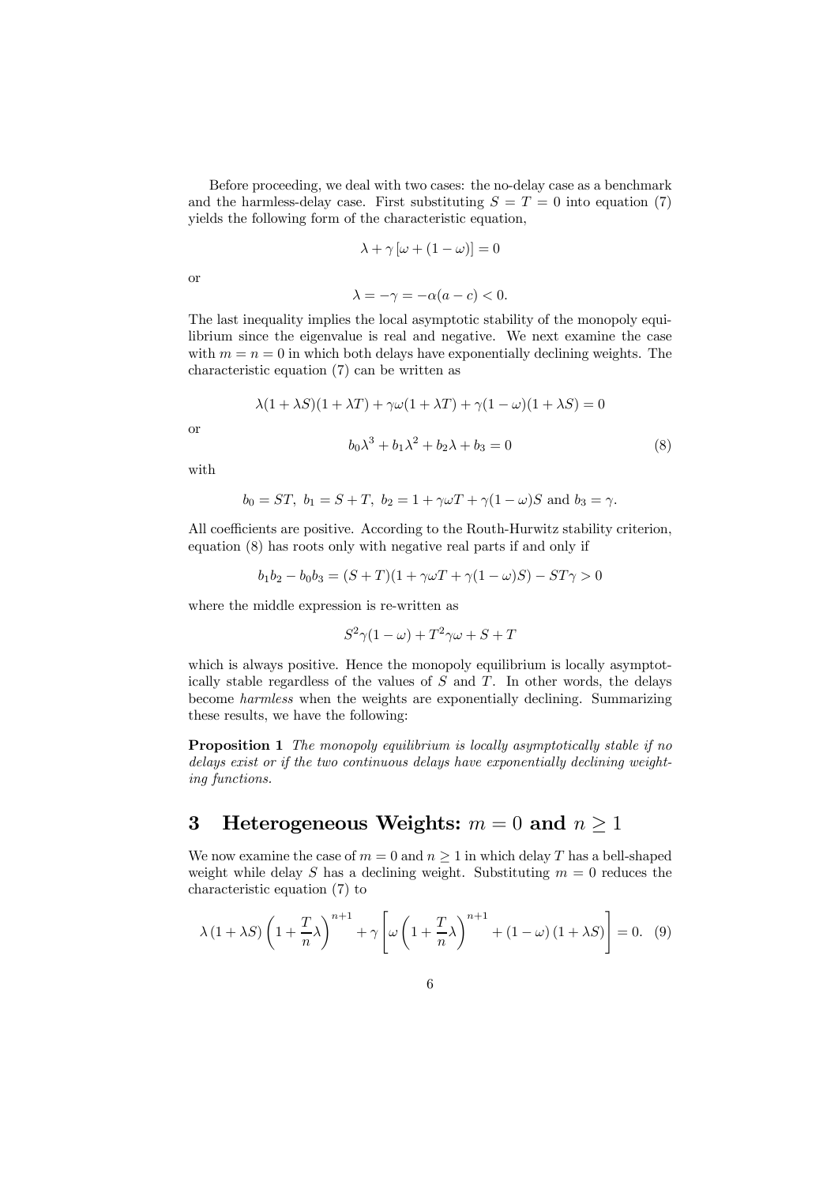Before proceeding, we deal with two cases: the no-delay case as a benchmark and the harmless-delay case. First substituting $S = T = 0$ into equation (7) yields the following form of the characteristic equation,

$$\lambda + \gamma\left[\omega + (1-\omega)\right] = 0$$

or

$$\lambda = -\gamma = -\alpha(a-c) < 0.$$

The last inequality implies the local asymptotic stability of the monopoly equilibrium since the eigenvalue is real and negative. We next examine the case with $m = n = 0$ in which both delays have exponentially declining weights. The characteristic equation (7) can be written as

$$\lambda(1+\lambda S)(1+\lambda T) + \gamma\omega(1+\lambda T) + \gamma(1-\omega)(1+\lambda S) = 0$$

or

$$b_0\lambda^3 + b_1\lambda^2 + b_2\lambda + b_3 = 0 \tag{8}$$

with

$$b_0 = ST,\ b_1 = S+T,\ b_2 = 1 + \gamma\omega T + \gamma(1-\omega)S \text{ and } b_3 = \gamma.$$

All coefficients are positive. According to the Routh-Hurwitz stability criterion, equation (8) has roots only with negative real parts if and only if

$$b_1 b_2 - b_0 b_3 = (S+T)(1+\gamma\omega T + \gamma(1-\omega)S) - ST\gamma > 0$$

where the middle expression is re-written as

$$S^2\gamma(1-\omega) + T^2\gamma\omega + S + T$$

which is always positive. Hence the monopoly equilibrium is locally asymptotically stable regardless of the values of $S$ and $T$. In other words, the delays become *harmless* when the weights are exponentially declining. Summarizing these results, we have the following:

**Proposition 1** *The monopoly equilibrium is locally asymptotically stable if no delays exist or if the two continuous delays have exponentially declining weighting functions.*

# 3 Heterogeneous Weights: $m = 0$ and $n \geq 1$

We now examine the case of $m = 0$ and $n \geq 1$ in which delay $T$ has a bell-shaped weight while delay $S$ has a declining weight. Substituting $m = 0$ reduces the characteristic equation (7) to

$$\lambda(1+\lambda S)\left(1+\frac{T}{n}\lambda\right)^{n+1} + \gamma\left[\omega\left(1+\frac{T}{n}\lambda\right)^{n+1} + (1-\omega)(1+\lambda S)\right] = 0. \tag{9}$$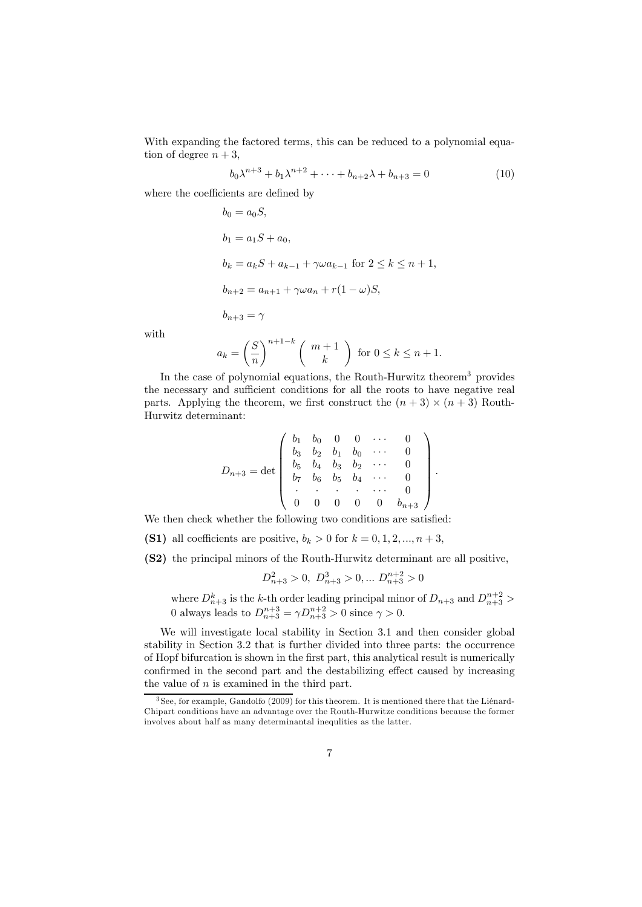With expanding the factored terms, this can be reduced to a polynomial equation of degree $n+3$,

$$b_0\lambda^{n+3} + b_1\lambda^{n+2} + \cdots + b_{n+2}\lambda + b_{n+3} = 0 \tag{10}$$

where the coefficients are defined by

$$
\begin{aligned}
b_0 &= a_0 S, \\
b_1 &= a_1 S + a_0, \\
b_k &= a_k S + a_{k-1} + \gamma\omega a_{k-1} \text{ for } 2 \leq k \leq n+1, \\
b_{n+2} &= a_{n+1} + \gamma\omega a_n + r(1-\omega)S, \\
b_{n+3} &= \gamma
\end{aligned}
$$

with

$$a_k = \left(\frac{S}{n}\right)^{n+1-k} \begin{pmatrix} m+1 \\ k \end{pmatrix} \text{ for } 0 \leq k \leq n+1.$$

In the case of polynomial equations, the Routh-Hurwitz theorem[3] provides the necessary and sufficient conditions for all the roots to have negative real parts. Applying the theorem, we first construct the $(n+3)\times(n+3)$ Routh-Hurwitz determinant:

$$D_{n+3} = \det \begin{pmatrix} b_1 & b_0 & 0 & 0 & \cdots & 0 \\ b_3 & b_2 & b_1 & b_0 & \cdots & 0 \\ b_5 & b_4 & b_3 & b_2 & \cdots & 0 \\ b_7 & b_6 & b_5 & b_4 & \cdots & 0 \\ \cdot & \cdot & \cdot & \cdot & \cdots & 0 \\ 0 & 0 & 0 & 0 & 0 & b_{n+3} \end{pmatrix}.$$

We then check whether the following two conditions are satisfied:

**(S1)** all coefficients are positive, $b_k > 0$ for $k = 0, 1, 2, ..., n+3$,

**(S2)** the principal minors of the Routh-Hurwitz determinant are all positive,

$$D_{n+3}^2 > 0, \ D_{n+3}^3 > 0, ... \ D_{n+3}^{n+2} > 0$$

where $D_{n+3}^k$ is the $k$-th order leading principal minor of $D_{n+3}$ and $D_{n+3}^{n+2} > 0$ always leads to $D_{n+3}^{n+3} = \gamma D_{n+3}^{n+2} > 0$ since $\gamma > 0$.

We will investigate local stability in Section 3.1 and then consider global stability in Section 3.2 that is further divided into three parts: the occurrence of Hopf bifurcation is shown in the first part, this analytical result is numerically confirmed in the second part and the destabilizing effect caused by increasing the value of $n$ is examined in the third part.

[3] See, for example, Gandolfo (2009) for this theorem. It is mentioned there that the Liénard-Chipart conditions have an advantage over the Routh-Hurwitze conditions because the former involves about half as many determinantal inequlities as the latter.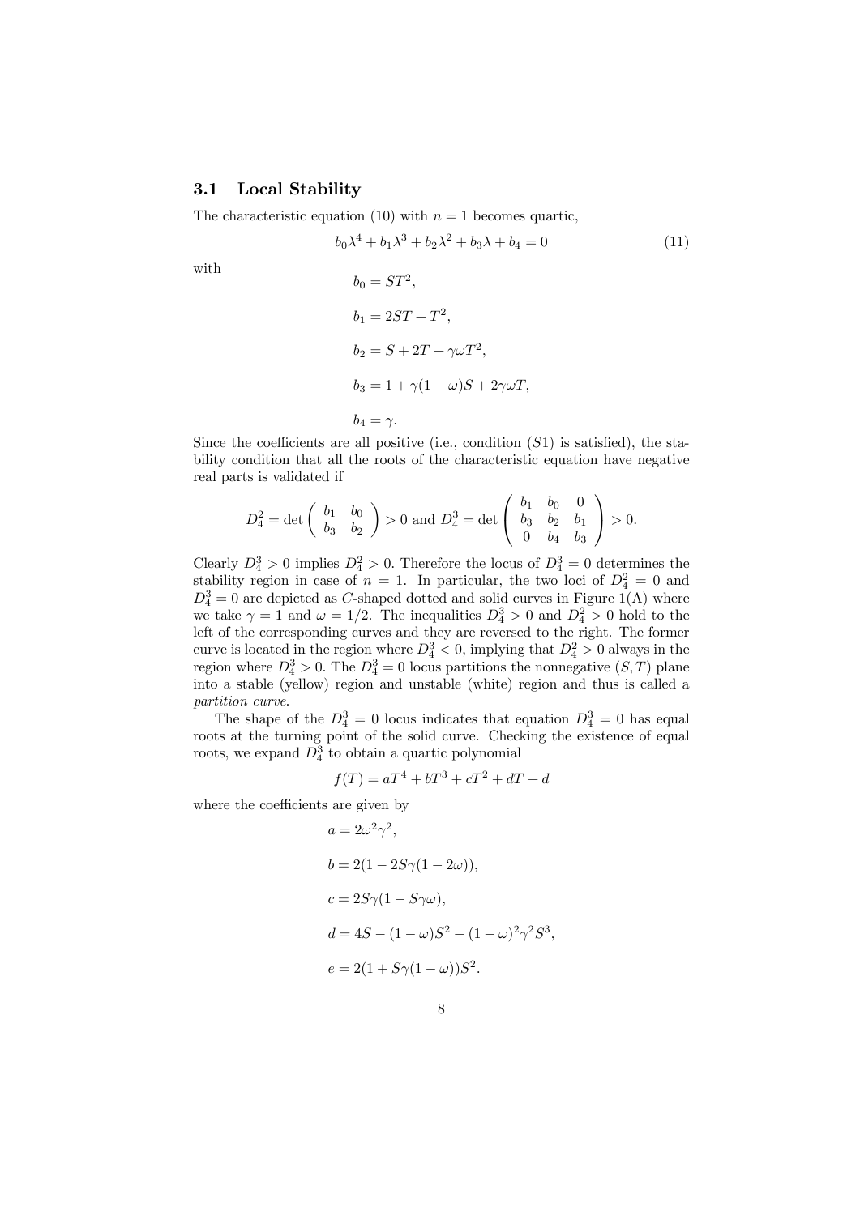### 3.1 Local Stability

The characteristic equation (10) with $n = 1$ becomes quartic,

$$b_0\lambda^4 + b_1\lambda^3 + b_2\lambda^2 + b_3\lambda + b_4 = 0 \tag{11}$$

with

$$b_0 = ST^2,$$

$$b_1 = 2ST + T^2,$$

$$b_2 = S + 2T + \gamma\omega T^2,$$

$$b_3 = 1 + \gamma(1-\omega)S + 2\gamma\omega T,$$

$$b_4 = \gamma.$$

Since the coefficients are all positive (i.e., condition $(S1)$ is satisfied), the stability condition that all the roots of the characteristic equation have negative real parts is validated if

$$D_4^2 = \det\begin{pmatrix} b_1 & b_0 \\ b_3 & b_2 \end{pmatrix} > 0 \text{ and } D_4^3 = \det\begin{pmatrix} b_1 & b_0 & 0 \\ b_3 & b_2 & b_1 \\ 0 & b_4 & b_3 \end{pmatrix} > 0.$$

Clearly $D_4^3 > 0$ implies $D_4^2 > 0$. Therefore the locus of $D_4^3 = 0$ determines the stability region in case of $n = 1$. In particular, the two loci of $D_4^2 = 0$ and $D_4^3 = 0$ are depicted as $C$-shaped dotted and solid curves in Figure 1(A) where we take $\gamma = 1$ and $\omega = 1/2$. The inequalities $D_4^3 > 0$ and $D_4^2 > 0$ hold to the left of the corresponding curves and they are reversed to the right. The former curve is located in the region where $D_4^3 < 0$, implying that $D_4^2 > 0$ always in the region where $D_4^3 > 0$. The $D_4^3 = 0$ locus partitions the nonnegative $(S, T)$ plane into a stable (yellow) region and unstable (white) region and thus is called a *partition curve*.

The shape of the $D_4^3 = 0$ locus indicates that equation $D_4^3 = 0$ has equal roots at the turning point of the solid curve. Checking the existence of equal roots, we expand $D_4^3$ to obtain a quartic polynomial

$$f(T) = aT^4 + bT^3 + cT^2 + dT + d$$

where the coefficients are given by

$$a = 2\omega^2\gamma^2,$$

$$b = 2(1 - 2S\gamma(1 - 2\omega)),$$

$$c = 2S\gamma(1 - S\gamma\omega),$$

$$d = 4S - (1-\omega)S^2 - (1-\omega)^2\gamma^2 S^3,$$

$$e = 2(1 + S\gamma(1-\omega))S^2.$$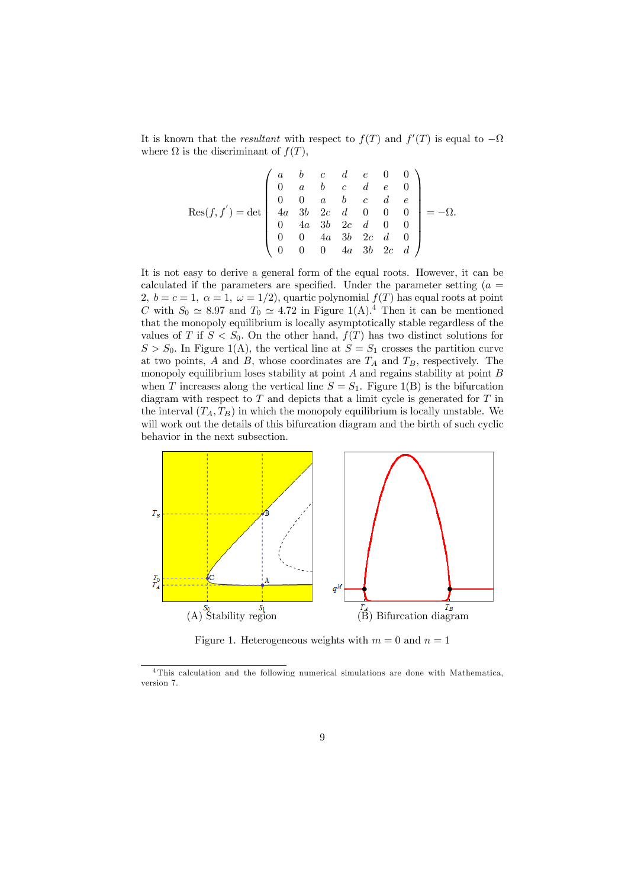It is known that the *resultant* with respect to $f(T)$ and $f'(T)$ is equal to $-\Omega$ where $\Omega$ is the discriminant of $f(T)$,

$$\text{Res}(f, f^{'}) = \det \begin{pmatrix} a & b & c & d & e & 0 & 0 \\ 0 & a & b & c & d & e & 0 \\ 0 & 0 & a & b & c & d & e \\ 4a & 3b & 2c & d & 0 & 0 & 0 \\ 0 & 4a & 3b & 2c & d & 0 & 0 \\ 0 & 0 & 4a & 3b & 2c & d & 0 \\ 0 & 0 & 0 & 4a & 3b & 2c & d \end{pmatrix} = -\Omega.$$

It is not easy to derive a general form of the equal roots. However, it can be calculated if the parameters are specified. Under the parameter setting ($a = 2,\ b = c = 1,\ \alpha = 1,\ \omega = 1/2$), quartic polynomial $f(T)$ has equal roots at point $C$ with $S_0 \simeq 8.97$ and $T_0 \simeq 4.72$ in Figure 1(A).[4] Then it can be mentioned that the monopoly equilibrium is locally asymptotically stable regardless of the values of $T$ if $S < S_0$. On the other hand, $f(T)$ has two distinct solutions for $S > S_0$. In Figure 1(A), the vertical line at $S = S_1$ crosses the partition curve at two points, $A$ and $B$, whose coordinates are $T_A$ and $T_B$, respectively. The monopoly equilibrium loses stability at point $A$ and regains stability at point $B$ when $T$ increases along the vertical line $S = S_1$. Figure 1(B) is the bifurcation diagram with respect to $T$ and depicts that a limit cycle is generated for $T$ in the interval $(T_A, T_B)$ in which the monopoly equilibrium is locally unstable. We will work out the details of this bifurcation diagram and the birth of such cyclic behavior in the next subsection.

(A) Stability region (B) Bifurcation diagram

Figure 1. Heterogeneous weights with $m = 0$ and $n = 1$

[4] This calculation and the following numerical simulations are done with Mathematica, version 7.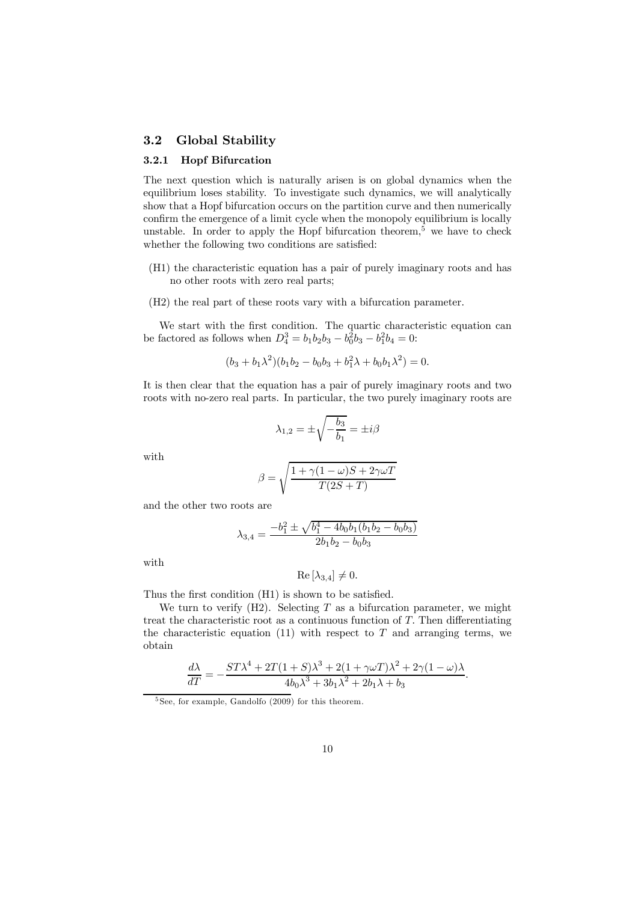## 3.2 Global Stability

### 3.2.1 Hopf Bifurcation

The next question which is naturally arisen is on global dynamics when the equilibrium loses stability. To investigate such dynamics, we will analytically show that a Hopf bifurcation occurs on the partition curve and then numerically confirm the emergence of a limit cycle when the monopoly equilibrium is locally unstable. In order to apply the Hopf bifurcation theorem,[5] we have to check whether the following two conditions are satisfied:

(H1) the characteristic equation has a pair of purely imaginary roots and has no other roots with zero real parts;

(H2) the real part of these roots vary with a bifurcation parameter.

We start with the first condition. The quartic characteristic equation can be factored as follows when $D_4^3 = b_1 b_2 b_3 - b_0^2 b_3 - b_1^2 b_4 = 0$:

$$(b_3 + b_1 \lambda^2)(b_1 b_2 - b_0 b_3 + b_1^2 \lambda + b_0 b_1 \lambda^2) = 0.$$

It is then clear that the equation has a pair of purely imaginary roots and two roots with no-zero real parts. In particular, the two purely imaginary roots are

$$\lambda_{1,2} = \pm \sqrt{-\frac{b_3}{b_1}} = \pm i\beta$$

with

$$\beta = \sqrt{\frac{1 + \gamma(1-\omega)S + 2\gamma\omega T}{T(2S+T)}}$$

and the other two roots are

$$\lambda_{3,4} = \frac{-b_1^2 \pm \sqrt{b_1^4 - 4b_0 b_1 (b_1 b_2 - b_0 b_3)}}{2b_1 b_2 - b_0 b_3}$$

with

$$\mathrm{Re}\left[\lambda_{3,4}\right] \neq 0.$$

Thus the first condition (H1) is shown to be satisfied.

We turn to verify (H2). Selecting $T$ as a bifurcation parameter, we might treat the characteristic root as a continuous function of $T$. Then differentiating the characteristic equation (11) with respect to $T$ and arranging terms, we obtain

$$\frac{d\lambda}{dT} = -\frac{ST\lambda^4 + 2T(1+S)\lambda^3 + 2(1+\gamma\omega T)\lambda^2 + 2\gamma(1-\omega)\lambda}{4b_0\lambda^3 + 3b_1\lambda^2 + 2b_1\lambda + b_3}.$$

[5] See, for example, Gandolfo (2009) for this theorem.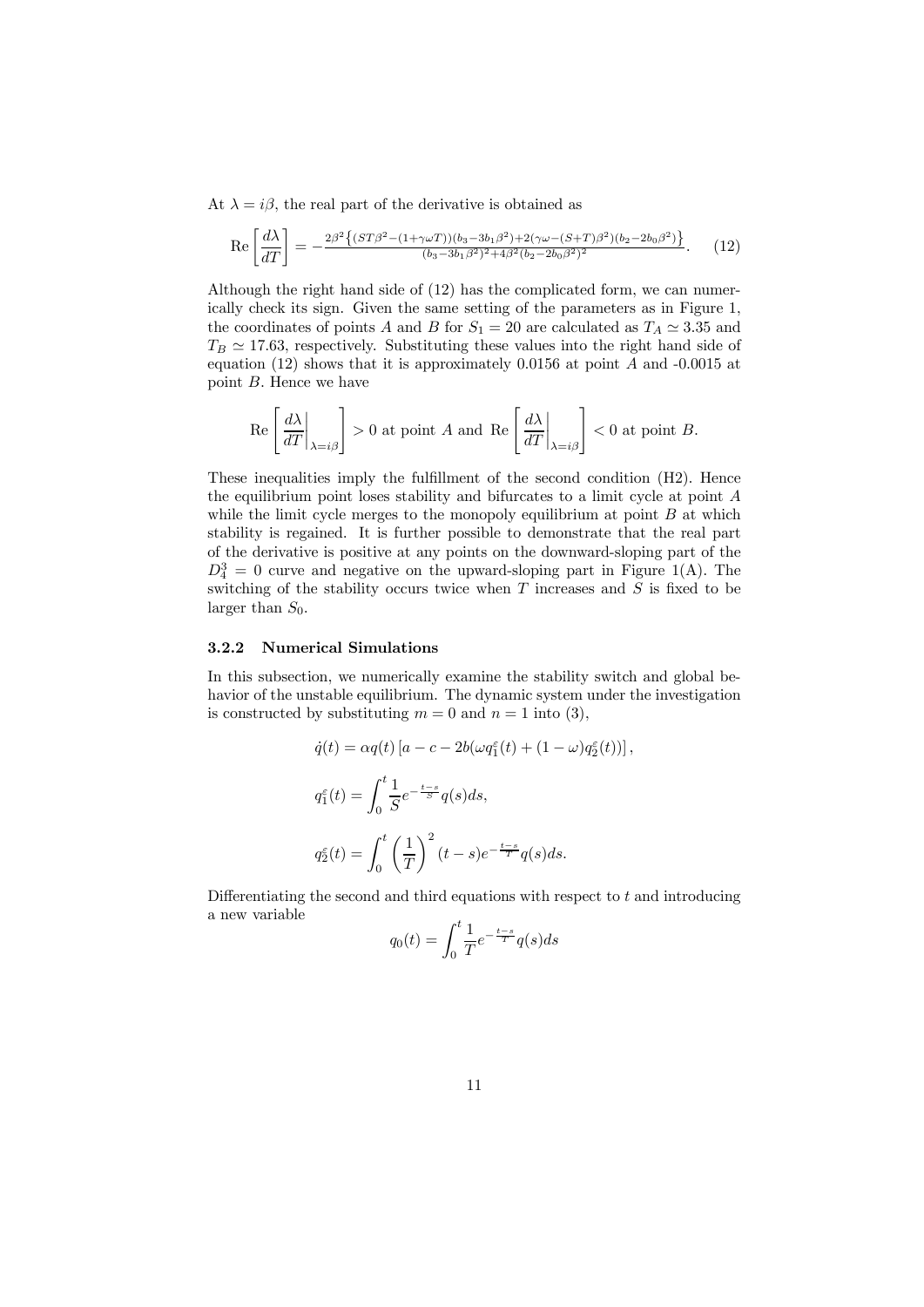At $\lambda = i\beta$, the real part of the derivative is obtained as

$$\mathrm{Re}\left[\frac{d\lambda}{dT}\right] = -\frac{2\beta^2\left\{(ST\beta^2-(1+\gamma\omega T))(b_3-3b_1\beta^2)+2(\gamma\omega-(S+T)\beta^2)(b_2-2b_0\beta^2)\right\}}{(b_3-3b_1\beta^2)^2+4\beta^2(b_2-2b_0\beta^2)^2}. \quad (12)$$

Although the right hand side of (12) has the complicated form, we can numerically check its sign. Given the same setting of the parameters as in Figure 1, the coordinates of points $A$ and $B$ for $S_1 = 20$ are calculated as $T_A \simeq 3.35$ and $T_B \simeq 17.63$, respectively. Substituting these values into the right hand side of equation (12) shows that it is approximately 0.0156 at point $A$ and -0.0015 at point $B$. Hence we have

$$\mathrm{Re}\left[\left.\frac{d\lambda}{dT}\right|_{\lambda=i\beta}\right] > 0 \text{ at point } A \text{ and } \mathrm{Re}\left[\left.\frac{d\lambda}{dT}\right|_{\lambda=i\beta}\right] < 0 \text{ at point } B.$$

These inequalities imply the fulfillment of the second condition (H2). Hence the equilibrium point loses stability and bifurcates to a limit cycle at point $A$ while the limit cycle merges to the monopoly equilibrium at point $B$ at which stability is regained. It is further possible to demonstrate that the real part of the derivative is positive at any points on the downward-sloping part of the $D_4^3 = 0$ curve and negative on the upward-sloping part in Figure 1(A). The switching of the stability occurs twice when $T$ increases and $S$ is fixed to be larger than $S_0$.

### 3.2.2 Numerical Simulations

In this subsection, we numerically examine the stability switch and global behavior of the unstable equilibrium. The dynamic system under the investigation is constructed by substituting $m = 0$ and $n = 1$ into (3),

$$\dot{q}(t) = \alpha q(t)\left[a - c - 2b(\omega q_1^{\varepsilon}(t) + (1-\omega)q_2^{\varepsilon}(t))\right],$$

$$q_1^{\varepsilon}(t) = \int_0^t \frac{1}{S}e^{-\frac{t-s}{S}}q(s)ds,$$

$$q_2^{\varepsilon}(t) = \int_0^t \left(\frac{1}{T}\right)^2 (t-s)e^{-\frac{t-s}{T}}q(s)ds.$$

Differentiating the second and third equations with respect to $t$ and introducing a new variable

$$q_0(t) = \int_0^t \frac{1}{T}e^{-\frac{t-s}{T}}q(s)ds$$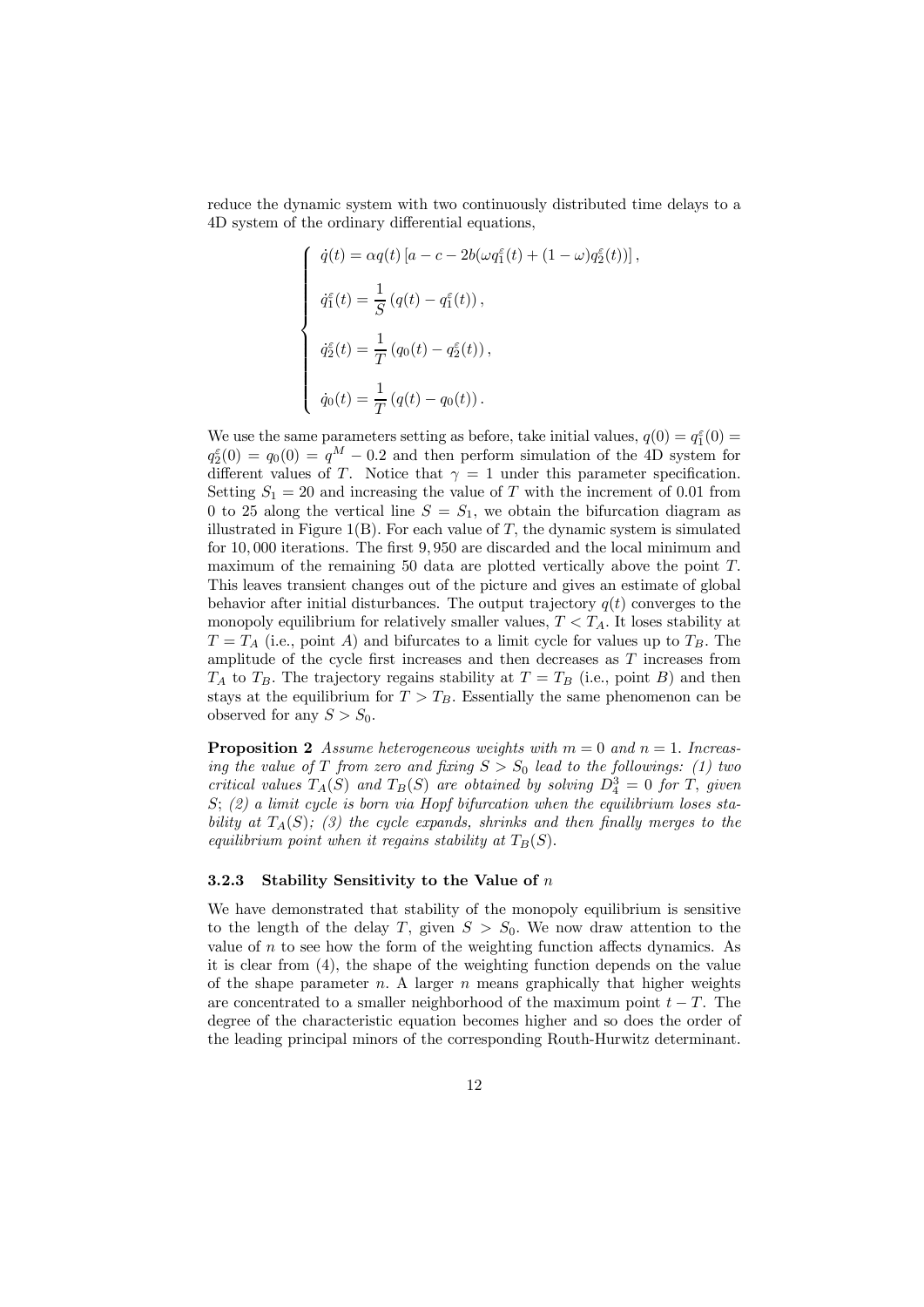reduce the dynamic system with two continuously distributed time delays to a 4D system of the ordinary differential equations,

$$
\begin{cases}
\dot{q}(t) = \alpha q(t) \left[ a - c - 2b(\omega q_1^{\varepsilon}(t) + (1-\omega) q_2^{\varepsilon}(t)) \right], \\[2mm]
\dot{q}_1^{\varepsilon}(t) = \dfrac{1}{S} \left( q(t) - q_1^{\varepsilon}(t) \right), \\[2mm]
\dot{q}_2^{\varepsilon}(t) = \dfrac{1}{T} \left( q_0(t) - q_2^{\varepsilon}(t) \right), \\[2mm]
\dot{q}_0(t) = \dfrac{1}{T} \left( q(t) - q_0(t) \right).
\end{cases}
$$

We use the same parameters setting as before, take initial values, $q(0) = q_1^{\varepsilon}(0) = q_2^{\varepsilon}(0) = q_0(0) = q^M - 0.2$ and then perform simulation of the 4D system for different values of $T$. Notice that $\gamma = 1$ under this parameter specification. Setting $S_1 = 20$ and increasing the value of $T$ with the increment of 0.01 from 0 to 25 along the vertical line $S = S_1$, we obtain the bifurcation diagram as illustrated in Figure 1(B). For each value of $T$, the dynamic system is simulated for 10,000 iterations. The first 9,950 are discarded and the local minimum and maximum of the remaining 50 data are plotted vertically above the point $T$. This leaves transient changes out of the picture and gives an estimate of global behavior after initial disturbances. The output trajectory $q(t)$ converges to the monopoly equilibrium for relatively smaller values, $T < T_A$. It loses stability at $T = T_A$ (i.e., point $A$) and bifurcates to a limit cycle for values up to $T_B$. The amplitude of the cycle first increases and then decreases as $T$ increases from $T_A$ to $T_B$. The trajectory regains stability at $T = T_B$ (i.e., point $B$) and then stays at the equilibrium for $T > T_B$. Essentially the same phenomenon can be observed for any $S > S_0$.

**Proposition 2** *Assume heterogeneous weights with $m = 0$ and $n = 1$. Increasing the value of $T$ from zero and fixing $S > S_0$ lead to the followings: (1) two critical values $T_A(S)$ and $T_B(S)$ are obtained by solving $D_4^3 = 0$ for $T$, given $S$; (2) a limit cycle is born via Hopf bifurcation when the equilibrium loses stability at $T_A(S)$; (3) the cycle expands, shrinks and then finally merges to the equilibrium point when it regains stability at $T_B(S)$.*

### 3.2.3 Stability Sensitivity to the Value of $n$

We have demonstrated that stability of the monopoly equilibrium is sensitive to the length of the delay $T$, given $S > S_0$. We now draw attention to the value of $n$ to see how the form of the weighting function affects dynamics. As it is clear from (4), the shape of the weighting function depends on the value of the shape parameter $n$. A larger $n$ means graphically that higher weights are concentrated to a smaller neighborhood of the maximum point $t - T$. The degree of the characteristic equation becomes higher and so does the order of the leading principal minors of the corresponding Routh-Hurwitz determinant.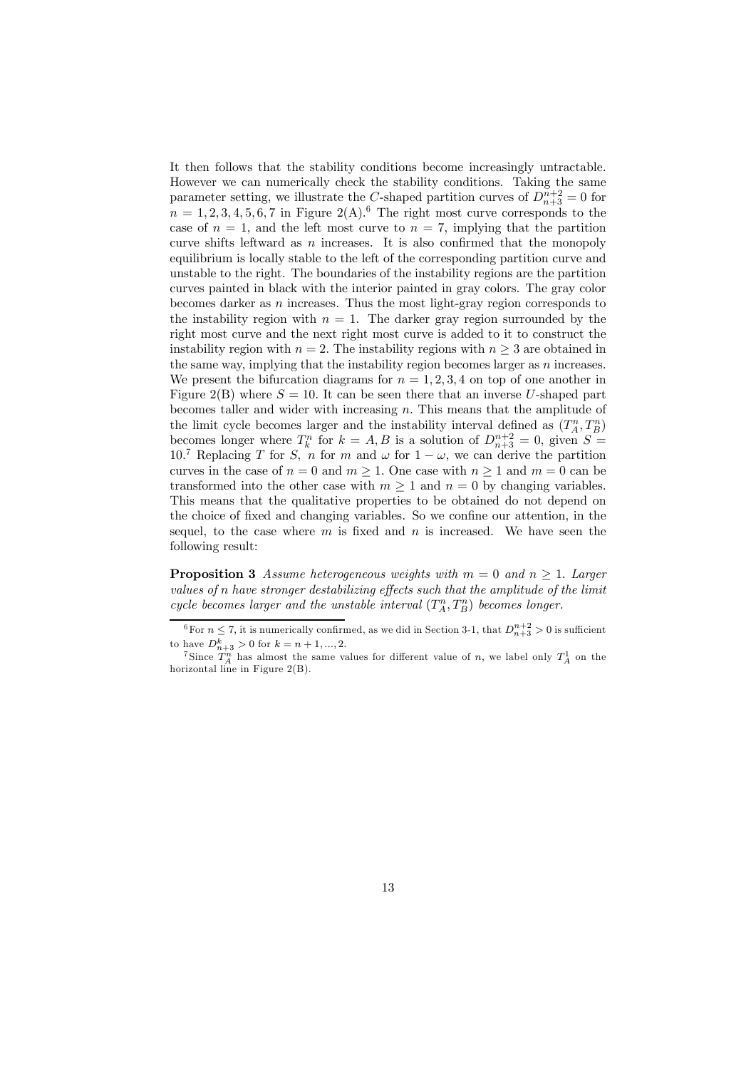It then follows that the stability conditions become increasingly untractable. However we can numerically check the stability conditions. Taking the same parameter setting, we illustrate the $C$-shaped partition curves of $D_{n+3}^{n+2} = 0$ for $n = 1, 2, 3, 4, 5, 6, 7$ in Figure 2(A).[6] The right most curve corresponds to the case of $n = 1$, and the left most curve to $n = 7$, implying that the partition curve shifts leftward as $n$ increases. It is also confirmed that the monopoly equilibrium is locally stable to the left of the corresponding partition curve and unstable to the right. The boundaries of the instability regions are the partition curves painted in black with the interior painted in gray colors. The gray color becomes darker as $n$ increases. Thus the most light-gray region corresponds to the instability region with $n = 1$. The darker gray region surrounded by the right most curve and the next right most curve is added to it to construct the instability region with $n = 2$. The instability regions with $n \geq 3$ are obtained in the same way, implying that the instability region becomes larger as $n$ increases. We present the bifurcation diagrams for $n = 1, 2, 3, 4$ on top of one another in Figure 2(B) where $S = 10$. It can be seen there that an inverse $U$-shaped part becomes taller and wider with increasing $n$. This means that the amplitude of the limit cycle becomes larger and the instability interval defined as $(T_A^n, T_B^n)$ becomes longer where $T_k^n$ for $k = A, B$ is a solution of $D_{n+3}^{n+2} = 0$, given $S = 10$.[7] Replacing $T$ for $S$, $n$ for $m$ and $\omega$ for $1 - \omega$, we can derive the partition curves in the case of $n = 0$ and $m \geq 1$. One case with $n \geq 1$ and $m = 0$ can be transformed into the other case with $m \geq 1$ and $n = 0$ by changing variables. This means that the qualitative properties to be obtained do not depend on the choice of fixed and changing variables. So we confine our attention, in the sequel, to the case where $m$ is fixed and $n$ is increased. We have seen the following result:

**Proposition 3** *Assume heterogeneous weights with $m = 0$ and $n \geq 1$. Larger values of $n$ have stronger destabilizing effects such that the amplitude of the limit cycle becomes larger and the unstable interval $(T_A^n, T_B^n)$ becomes longer.*

---

[6] For $n \leq 7$, it is numerically confirmed, as we did in Section 3-1, that $D_{n+3}^{n+2} > 0$ is sufficient to have $D_{n+3}^{k} > 0$ for $k = n + 1, ..., 2$.

[7] Since $T_A^n$ has almost the same values for different value of $n$, we label only $T_A^1$ on the horizontal line in Figure 2(B).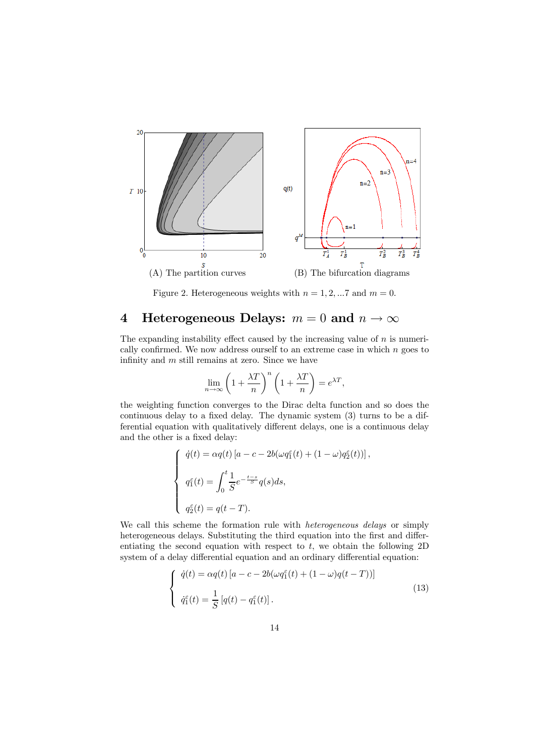(A) The partition curves

(B) The bifurcation diagrams

Figure 2. Heterogeneous weights with $n = 1, 2, ...7$ and $m = 0$.

## 4 Heterogeneous Delays: $m = 0$ and $n \to \infty$

The expanding instability effect caused by the increasing value of $n$ is numerically confirmed. We now address ourself to an extreme case in which $n$ goes to infinity and $m$ still remains at zero. Since we have

$$\lim_{n\to\infty}\left(1+\frac{\lambda T}{n}\right)^n\left(1+\frac{\lambda T}{n}\right)=e^{\lambda T},$$

the weighting function converges to the Dirac delta function and so does the continuous delay to a fixed delay. The dynamic system (3) turns to be a differential equation with qualitatively different delays, one is a continuous delay and the other is a fixed delay:

$$\begin{cases}\dot{q}(t)=\alpha q(t)\left[a-c-2b(\omega q_1^{\varepsilon}(t)+(1-\omega)q_2^{\varepsilon}(t))\right],\\[2ex] q_1^{\varepsilon}(t)=\displaystyle\int_0^t\frac{1}{S}e^{-\frac{t-s}{S}}q(s)ds,\\[2ex] q_2^{\varepsilon}(t)=q(t-T).\end{cases}$$

We call this scheme the formation rule with *heterogeneous delays* or simply heterogeneous delays. Substituting the third equation into the first and differentiating the second equation with respect to $t$, we obtain the following 2D system of a delay differential equation and an ordinary differential equation:

$$\begin{cases}\dot{q}(t)=\alpha q(t)\left[a-c-2b(\omega q_1^{\varepsilon}(t)+(1-\omega)q(t-T))\right]\\[2ex] \dot{q}_1^{\varepsilon}(t)=\dfrac{1}{S}\left[q(t)-q_1^{\varepsilon}(t)\right].\end{cases}\tag{13}$$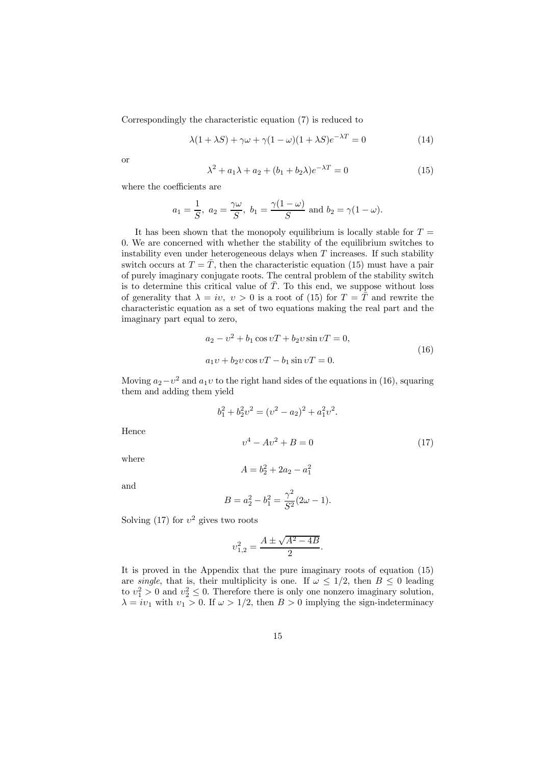Correspondingly the characteristic equation (7) is reduced to

$$\lambda(1+\lambda S)+\gamma\omega+\gamma(1-\omega)(1+\lambda S)e^{-\lambda T}=0 \tag{14}$$

or

$$\lambda^2+a_1\lambda+a_2+(b_1+b_2\lambda)e^{-\lambda T}=0 \tag{15}$$

where the coefficients are

$$a_1=\frac{1}{S},\ a_2=\frac{\gamma\omega}{S},\ b_1=\frac{\gamma(1-\omega)}{S}\text{ and } b_2=\gamma(1-\omega).$$

It has been shown that the monopoly equilibrium is locally stable for $T=0$. We are concerned with whether the stability of the equilibrium switches to instability even under heterogeneous delays when $T$ increases. If such stability switch occurs at $T=\bar{T}$, then the characteristic equation (15) must have a pair of purely imaginary conjugate roots. The central problem of the stability switch is to determine this critical value of $\bar{T}$. To this end, we suppose without loss of generality that $\lambda=iv,\ v>0$ is a root of (15) for $T=\bar{T}$ and rewrite the characteristic equation as a set of two equations making the real part and the imaginary part equal to zero,

$$\begin{aligned}
&a_2-v^2+b_1\cos vT+b_2v\sin vT=0,\\
&a_1v+b_2v\cos vT-b_1\sin vT=0.
\end{aligned} \tag{16}$$

Moving $a_2-v^2$ and $a_1v$ to the right hand sides of the equations in (16), squaring them and adding them yield

$$b_1^2+b_2^2v^2=(v^2-a_2)^2+a_1^2v^2.$$

Hence

$$v^4-Av^2+B=0 \tag{17}$$

where

$$A=b_2^2+2a_2-a_1^2$$

and

$$B=a_2^2-b_1^2=\frac{\gamma^2}{S^2}(2\omega-1).$$

Solving (17) for $v^2$ gives two roots

$$v_{1,2}^2=\frac{A\pm\sqrt{A^2-4B}}{2}.$$

It is proved in the Appendix that the pure imaginary roots of equation (15) are *single*, that is, their multiplicity is one. If $\omega\leq 1/2$, then $B\leq 0$ leading to $v_1^2>0$ and $v_2^2\leq 0$. Therefore there is only one nonzero imaginary solution, $\lambda=iv_1$ with $v_1>0$. If $\omega>1/2$, then $B>0$ implying the sign-indeterminacy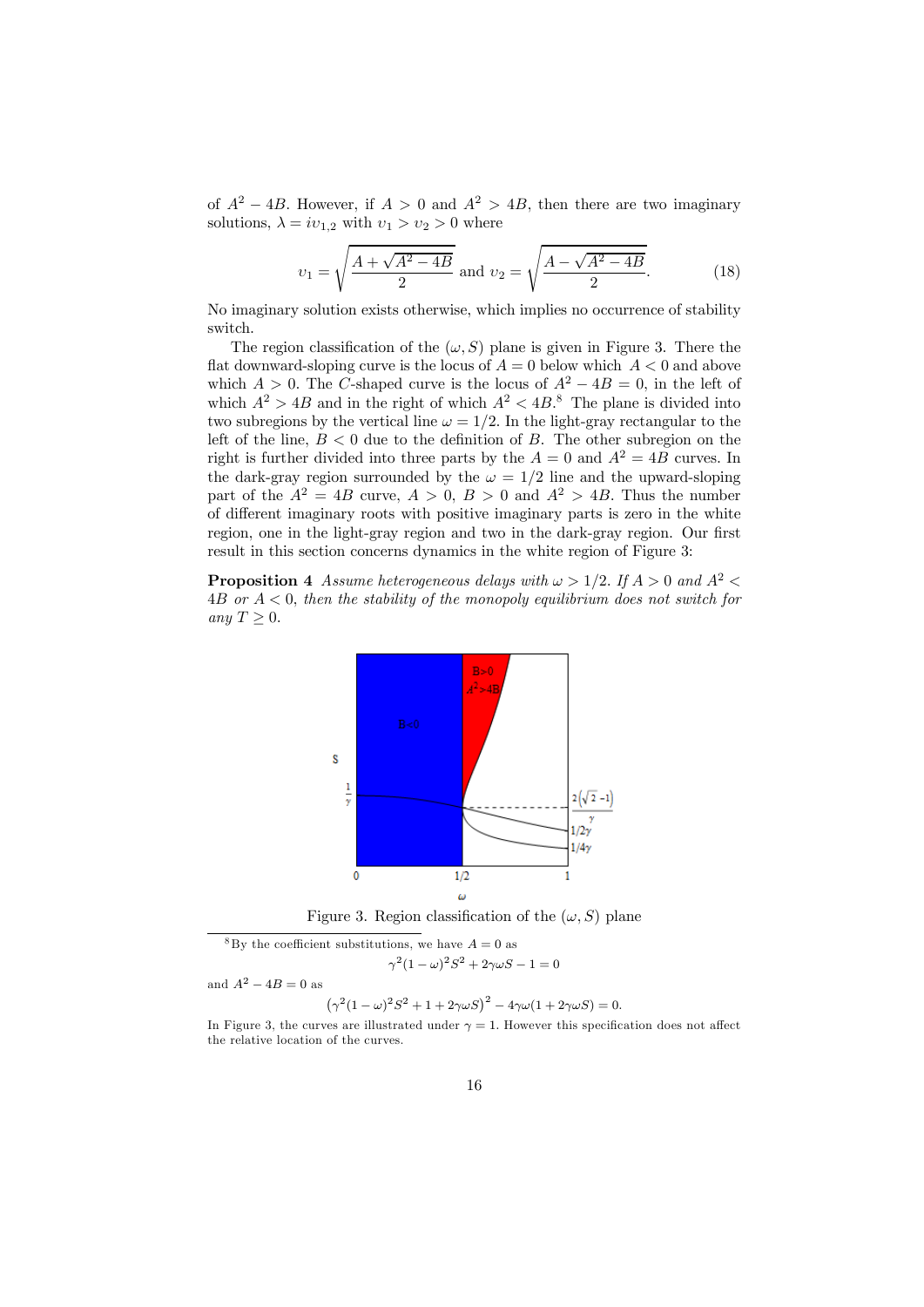of $A^2 - 4B$. However, if $A > 0$ and $A^2 > 4B$, then there are two imaginary solutions, $\lambda = i\upsilon_{1,2}$ with $\upsilon_1 > \upsilon_2 > 0$ where

$$\upsilon_1 = \sqrt{\frac{A + \sqrt{A^2 - 4B}}{2}} \text{ and } \upsilon_2 = \sqrt{\frac{A - \sqrt{A^2 - 4B}}{2}}. \tag{18}$$

No imaginary solution exists otherwise, which implies no occurrence of stability switch.

The region classification of the $(\omega, S)$ plane is given in Figure 3. There the flat downward-sloping curve is the locus of $A = 0$ below which $A < 0$ and above which $A > 0$. The $C$-shaped curve is the locus of $A^2 - 4B = 0$, in the left of which $A^2 > 4B$ and in the right of which $A^2 < 4B$.[8] The plane is divided into two subregions by the vertical line $\omega = 1/2$. In the light-gray rectangular to the left of the line, $B < 0$ due to the definition of $B$. The other subregion on the right is further divided into three parts by the $A = 0$ and $A^2 = 4B$ curves. In the dark-gray region surrounded by the $\omega = 1/2$ line and the upward-sloping part of the $A^2 = 4B$ curve, $A > 0$, $B > 0$ and $A^2 > 4B$. Thus the number of different imaginary roots with positive imaginary parts is zero in the white region, one in the light-gray region and two in the dark-gray region. Our first result in this section concerns dynamics in the white region of Figure 3:

**Proposition 4** *Assume heterogeneous delays with $\omega > 1/2$. If $A > 0$ and $A^2 < 4B$ or $A < 0$, then the stability of the monopoly equilibrium does not switch for any $T \geq 0$.*

Figure 3. Region classification of the $(\omega, S)$ plane

[8] By the coefficient substitutions, we have $A = 0$ as

$$\gamma^2(1-\omega)^2 S^2 + 2\gamma\omega S - 1 = 0$$

and $A^2 - 4B = 0$ as

$$\left(\gamma^2(1-\omega)^2 S^2 + 1 + 2\gamma\omega S\right)^2 - 4\gamma\omega(1 + 2\gamma\omega S) = 0.$$

In Figure 3, the curves are illustrated under $\gamma = 1$. However this specification does not affect the relative location of the curves.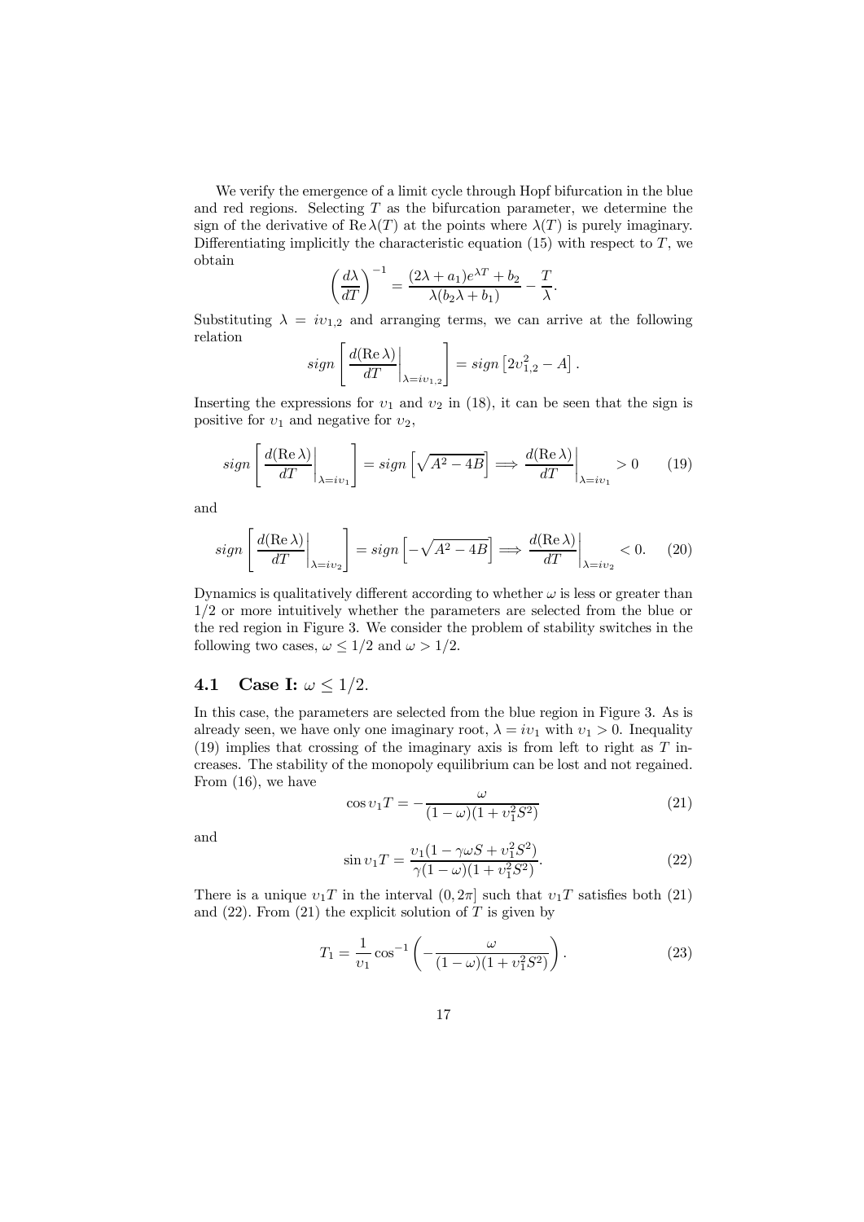We verify the emergence of a limit cycle through Hopf bifurcation in the blue and red regions. Selecting $T$ as the bifurcation parameter, we determine the sign of the derivative of $\operatorname{Re}\lambda(T)$ at the points where $\lambda(T)$ is purely imaginary. Differentiating implicitly the characteristic equation (15) with respect to $T$, we obtain

$$\left(\frac{d\lambda}{dT}\right)^{-1} = \frac{(2\lambda + a_1)e^{\lambda T} + b_2}{\lambda(b_2\lambda + b_1)} - \frac{T}{\lambda}.$$

Substituting $\lambda = i\upsilon_{1,2}$ and arranging terms, we can arrive at the following relation

$$sign\left[\left.\frac{d(\operatorname{Re}\lambda)}{dT}\right|_{\lambda = i\upsilon_{1,2}}\right] = sign\left[2\upsilon_{1,2}^2 - A\right].$$

Inserting the expressions for $\upsilon_1$ and $\upsilon_2$ in (18), it can be seen that the sign is positive for $\upsilon_1$ and negative for $\upsilon_2$,

$$sign\left[\left.\frac{d(\operatorname{Re}\lambda)}{dT}\right|_{\lambda = i\upsilon_1}\right] = sign\left[\sqrt{A^2 - 4B}\right] \Longrightarrow \left.\frac{d(\operatorname{Re}\lambda)}{dT}\right|_{\lambda = i\upsilon_1} > 0 \tag{19}$$

and

$$sign\left[\left.\frac{d(\operatorname{Re}\lambda)}{dT}\right|_{\lambda = i\upsilon_2}\right] = sign\left[-\sqrt{A^2 - 4B}\right] \Longrightarrow \left.\frac{d(\operatorname{Re}\lambda)}{dT}\right|_{\lambda = i\upsilon_2} < 0. \tag{20}$$

Dynamics is qualitatively different according to whether $\omega$ is less or greater than $1/2$ or more intuitively whether the parameters are selected from the blue or the red region in Figure 3. We consider the problem of stability switches in the following two cases, $\omega \leq 1/2$ and $\omega > 1/2$.

## 4.1 Case I: $\omega \leq 1/2$.

In this case, the parameters are selected from the blue region in Figure 3. As is already seen, we have only one imaginary root, $\lambda = i\upsilon_1$ with $\upsilon_1 > 0$. Inequality (19) implies that crossing of the imaginary axis is from left to right as $T$ increases. The stability of the monopoly equilibrium can be lost and not regained. From (16), we have

$$\cos \upsilon_1 T = -\frac{\omega}{(1-\omega)(1+\upsilon_1^2 S^2)} \tag{21}$$

and

$$\sin \upsilon_1 T = \frac{\upsilon_1(1 - \gamma\omega S + \upsilon_1^2 S^2)}{\gamma(1-\omega)(1+\upsilon_1^2 S^2)}. \tag{22}$$

There is a unique $\upsilon_1 T$ in the interval $(0, 2\pi]$ such that $\upsilon_1 T$ satisfies both (21) and (22). From (21) the explicit solution of $T$ is given by

$$T_1 = \frac{1}{\upsilon_1}\cos^{-1}\left(-\frac{\omega}{(1-\omega)(1+\upsilon_1^2 S^2)}\right). \tag{23}$$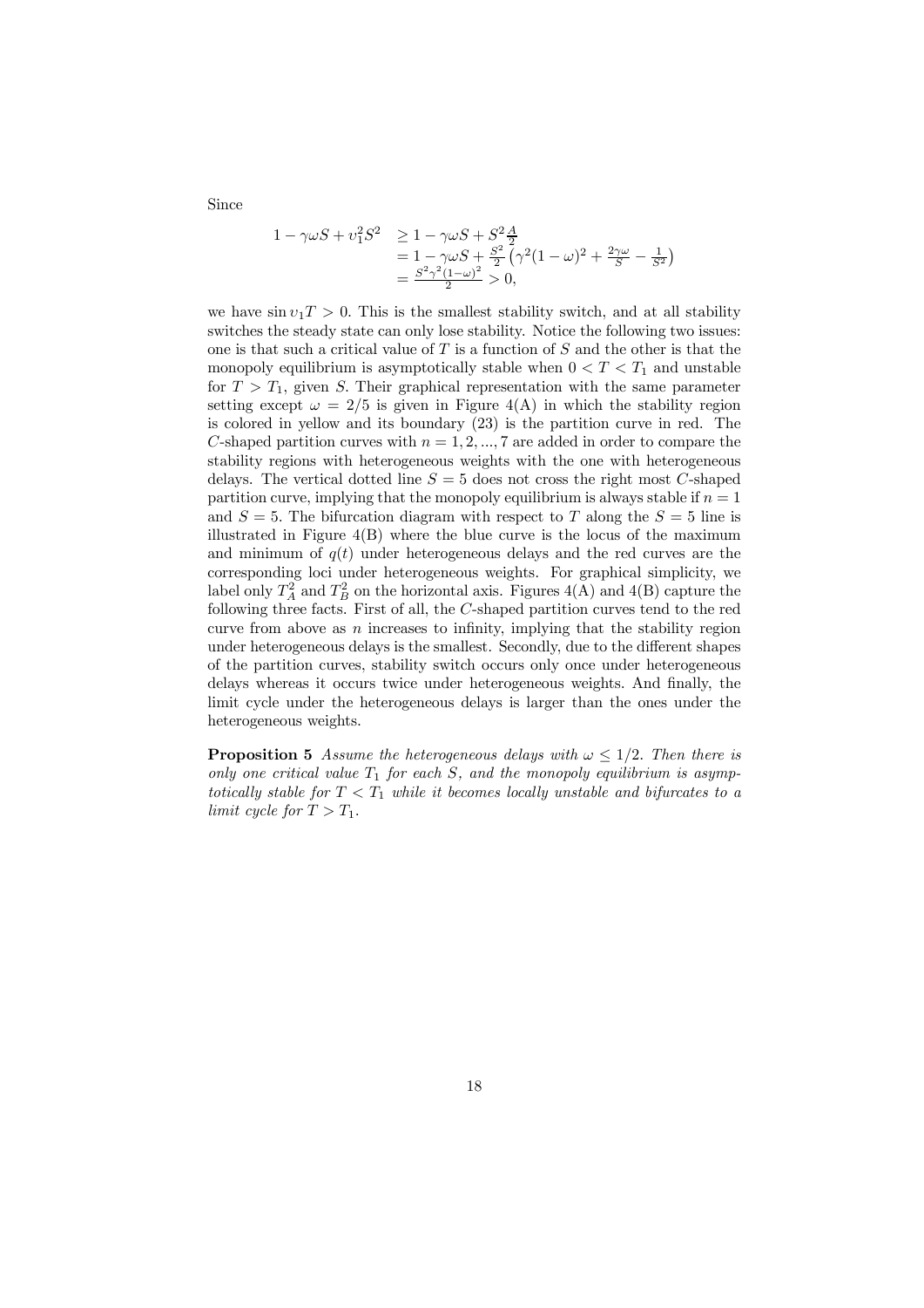Since

$$
\begin{aligned}
1-\gamma\omega S+v_1^2 S^2 &\geq 1-\gamma\omega S+S^2\tfrac{A}{2} \\
&= 1-\gamma\omega S+\tfrac{S^2}{2}\left(\gamma^2(1-\omega)^2+\tfrac{2\gamma\omega}{S}-\tfrac{1}{S^2}\right) \\
&= \tfrac{S^2\gamma^2(1-\omega)^2}{2}>0,
\end{aligned}
$$

we have $\sin v_1 T > 0$. This is the smallest stability switch, and at all stability switches the steady state can only lose stability. Notice the following two issues: one is that such a critical value of $T$ is a function of $S$ and the other is that the monopoly equilibrium is asymptotically stable when $0 < T < T_1$ and unstable for $T > T_1$, given $S$. Their graphical representation with the same parameter setting except $\omega = 2/5$ is given in Figure 4(A) in which the stability region is colored in yellow and its boundary (23) is the partition curve in red. The $C$-shaped partition curves with $n = 1, 2, ..., 7$ are added in order to compare the stability regions with heterogeneous weights with the one with heterogeneous delays. The vertical dotted line $S = 5$ does not cross the right most $C$-shaped partition curve, implying that the monopoly equilibrium is always stable if $n = 1$ and $S = 5$. The bifurcation diagram with respect to $T$ along the $S = 5$ line is illustrated in Figure 4(B) where the blue curve is the locus of the maximum and minimum of $q(t)$ under heterogeneous delays and the red curves are the corresponding loci under heterogeneous weights. For graphical simplicity, we label only $T_A^2$ and $T_B^2$ on the horizontal axis. Figures 4(A) and 4(B) capture the following three facts. First of all, the $C$-shaped partition curves tend to the red curve from above as $n$ increases to infinity, implying that the stability region under heterogeneous delays is the smallest. Secondly, due to the different shapes of the partition curves, stability switch occurs only once under heterogeneous delays whereas it occurs twice under heterogeneous weights. And finally, the limit cycle under the heterogeneous delays is larger than the ones under the heterogeneous weights.

**Proposition 5** *Assume the heterogeneous delays with $\omega \leq 1/2$. Then there is only one critical value $T_1$ for each $S$, and the monopoly equilibrium is asymptotically stable for $T < T_1$ while it becomes locally unstable and bifurcates to a limit cycle for $T > T_1$.*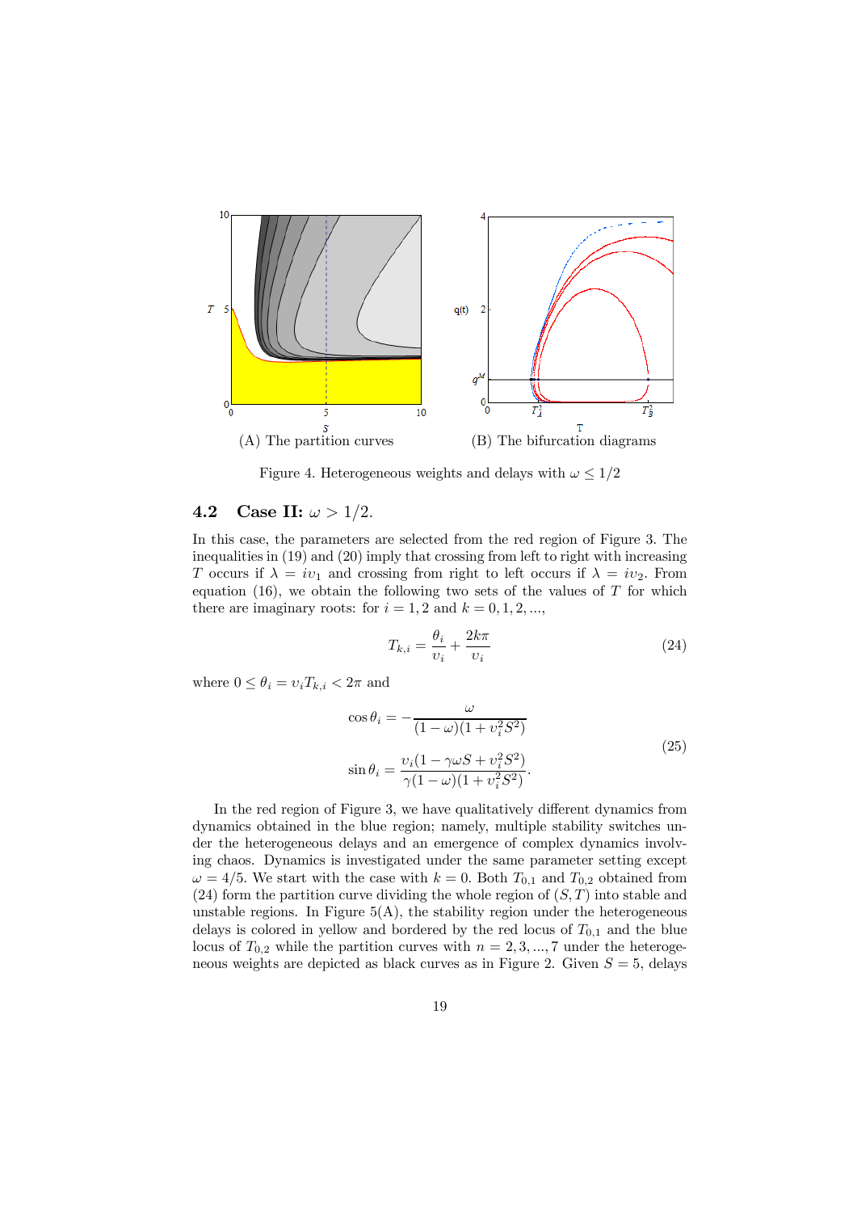(A) The partition curves

(B) The bifurcation diagrams

Figure 4. Heterogeneous weights and delays with $\omega \leq 1/2$

### 4.2 Case II: $\omega > 1/2$.

In this case, the parameters are selected from the red region of Figure 3. The inequalities in (19) and (20) imply that crossing from left to right with increasing $T$ occurs if $\lambda = i\upsilon_1$ and crossing from right to left occurs if $\lambda = i\upsilon_2$. From equation (16), we obtain the following two sets of the values of $T$ for which there are imaginary roots: for $i = 1, 2$ and $k = 0, 1, 2, ...,$

$$T_{k,i} = \frac{\theta_i}{\upsilon_i} + \frac{2k\pi}{\upsilon_i} \tag{24}$$

where $0 \leq \theta_i = \upsilon_i T_{k,i} < 2\pi$ and

$$\begin{aligned} \cos\theta_i &= -\frac{\omega}{(1-\omega)(1+\upsilon_i^2 S^2)} \\ \sin\theta_i &= \frac{\upsilon_i(1-\gamma\omega S + \upsilon_i^2 S^2)}{\gamma(1-\omega)(1+\upsilon_i^2 S^2)}. \end{aligned} \tag{25}$$

In the red region of Figure 3, we have qualitatively different dynamics from dynamics obtained in the blue region; namely, multiple stability switches under the heterogeneous delays and an emergence of complex dynamics involving chaos. Dynamics is investigated under the same parameter setting except $\omega = 4/5$. We start with the case with $k = 0$. Both $T_{0,1}$ and $T_{0,2}$ obtained from (24) form the partition curve dividing the whole region of $(S, T)$ into stable and unstable regions. In Figure 5(A), the stability region under the heterogeneous delays is colored in yellow and bordered by the red locus of $T_{0,1}$ and the blue locus of $T_{0,2}$ while the partition curves with $n = 2, 3, ..., 7$ under the heterogeneous weights are depicted as black curves as in Figure 2. Given $S = 5$, delays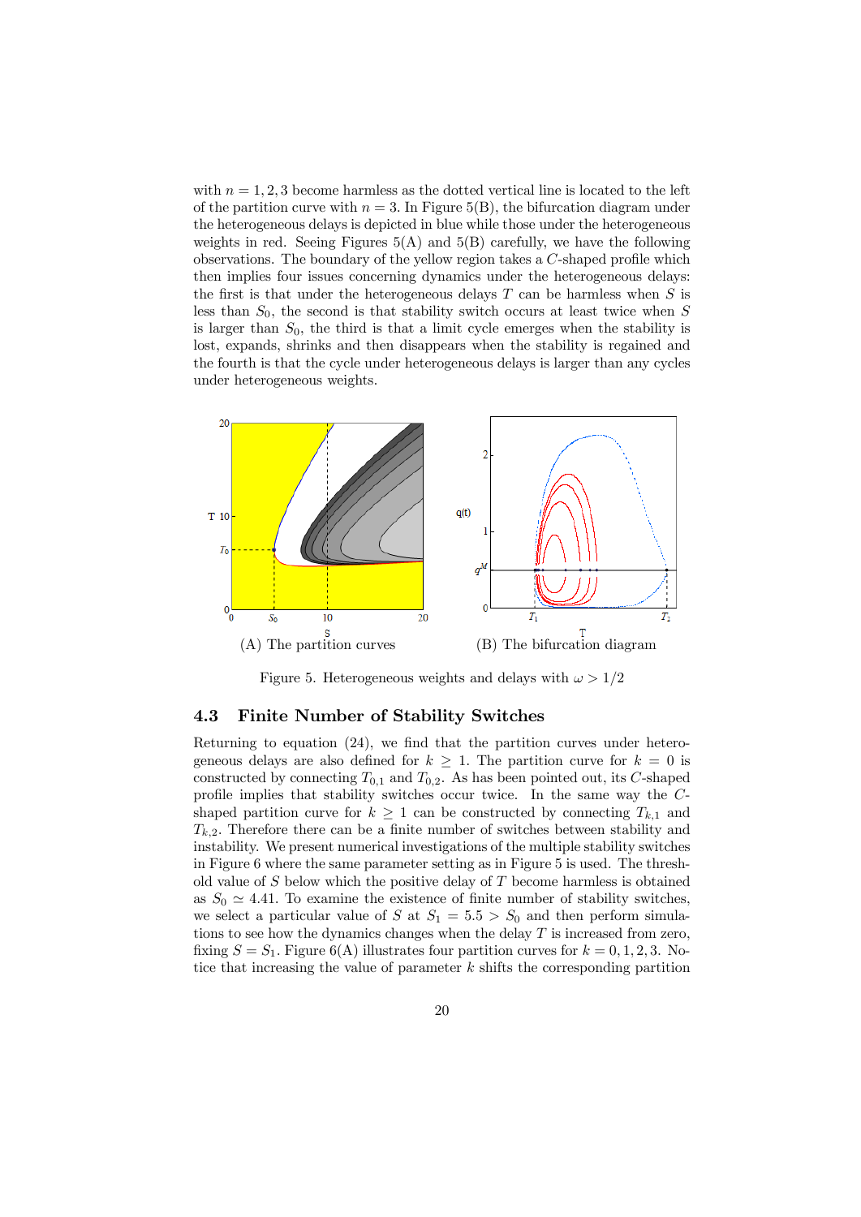with $n = 1, 2, 3$ become harmless as the dotted vertical line is located to the left of the partition curve with $n = 3$. In Figure 5(B), the bifurcation diagram under the heterogeneous delays is depicted in blue while those under the heterogeneous weights in red. Seeing Figures 5(A) and 5(B) carefully, we have the following observations. The boundary of the yellow region takes a $C$-shaped profile which then implies four issues concerning dynamics under the heterogeneous delays: the first is that under the heterogeneous delays $T$ can be harmless when $S$ is less than $S_0$, the second is that stability switch occurs at least twice when $S$ is larger than $S_0$, the third is that a limit cycle emerges when the stability is lost, expands, shrinks and then disappears when the stability is regained and the fourth is that the cycle under heterogeneous delays is larger than any cycles under heterogeneous weights.

(A) The partition curves

(B) The bifurcation diagram

Figure 5. Heterogeneous weights and delays with $\omega > 1/2$

### 4.3 Finite Number of Stability Switches

Returning to equation (24), we find that the partition curves under heterogeneous delays are also defined for $k \geq 1$. The partition curve for $k = 0$ is constructed by connecting $T_{0,1}$ and $T_{0,2}$. As has been pointed out, its $C$-shaped profile implies that stability switches occur twice. In the same way the $C$-shaped partition curve for $k \geq 1$ can be constructed by connecting $T_{k,1}$ and $T_{k,2}$. Therefore there can be a finite number of switches between stability and instability. We present numerical investigations of the multiple stability switches in Figure 6 where the same parameter setting as in Figure 5 is used. The threshold value of $S$ below which the positive delay of $T$ become harmless is obtained as $S_0 \simeq 4.41$. To examine the existence of finite number of stability switches, we select a particular value of $S$ at $S_1 = 5.5 > S_0$ and then perform simulations to see how the dynamics changes when the delay $T$ is increased from zero, fixing $S = S_1$. Figure 6(A) illustrates four partition curves for $k = 0, 1, 2, 3$. Notice that increasing the value of parameter $k$ shifts the corresponding partition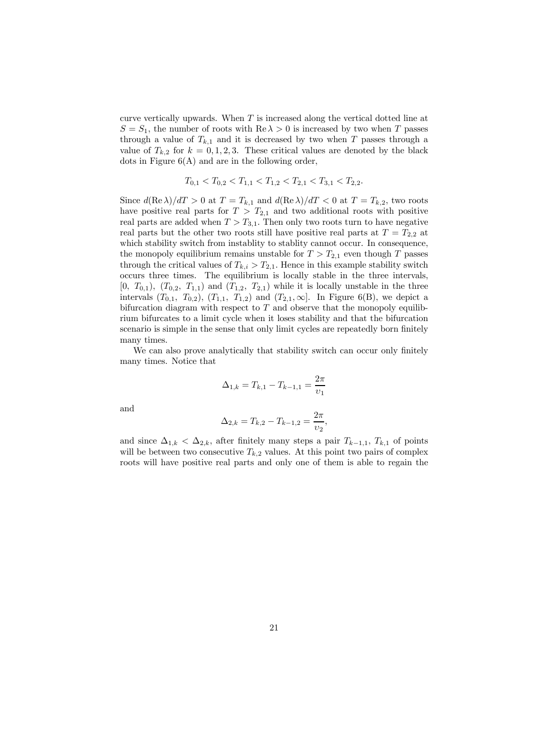curve vertically upwards. When $T$ is increased along the vertical dotted line at $S = S_1$, the number of roots with $\text{Re}\,\lambda > 0$ is increased by two when $T$ passes through a value of $T_{k,1}$ and it is decreased by two when $T$ passes through a value of $T_{k,2}$ for $k = 0, 1, 2, 3$. These critical values are denoted by the black dots in Figure 6(A) and are in the following order,

$$T_{0,1} < T_{0,2} < T_{1,1} < T_{1,2} < T_{2,1} < T_{3,1} < T_{2,2}.$$

Since $d(\text{Re}\,\lambda)/dT > 0$ at $T = T_{k,1}$ and $d(\text{Re}\,\lambda)/dT < 0$ at $T = T_{k,2}$, two roots have positive real parts for $T > T_{2,1}$ and two additional roots with positive real parts are added when $T > T_{3,1}$. Then only two roots turn to have negative real parts but the other two roots still have positive real parts at $T = T_{2,2}$ at which stability switch from instablity to stablity cannot occur. In consequence, the monopoly equilibrium remains unstable for $T > T_{2,1}$ even though $T$ passes through the critical values of $T_{k,i} > T_{2,1}$. Hence in this example stability switch occurs three times. The equilibrium is locally stable in the three intervals, $[0,\ T_{0,1})$, $(T_{0,2},\ T_{1,1})$ and $(T_{1,2},\ T_{2,1})$ while it is locally unstable in the three intervals $(T_{0,1},\ T_{0,2})$, $(T_{1,1},\ T_{1,2})$ and $(T_{2,1}, \infty]$. In Figure 6(B), we depict a bifurcation diagram with respect to $T$ and observe that the monopoly equilibrium bifurcates to a limit cycle when it loses stability and that the bifurcation scenario is simple in the sense that only limit cycles are repeatedly born finitely many times.

We can also prove analytically that stability switch can occur only finitely many times. Notice that

$$\Delta_{1,k} = T_{k,1} - T_{k-1,1} = \frac{2\pi}{\upsilon_1}$$

and

$$\Delta_{2,k} = T_{k,2} - T_{k-1,2} = \frac{2\pi}{\upsilon_2},$$

and since $\Delta_{1,k} < \Delta_{2,k}$, after finitely many steps a pair $T_{k-1,1}$, $T_{k,1}$ of points will be between two consecutive $T_{k,2}$ values. At this point two pairs of complex roots will have positive real parts and only one of them is able to regain the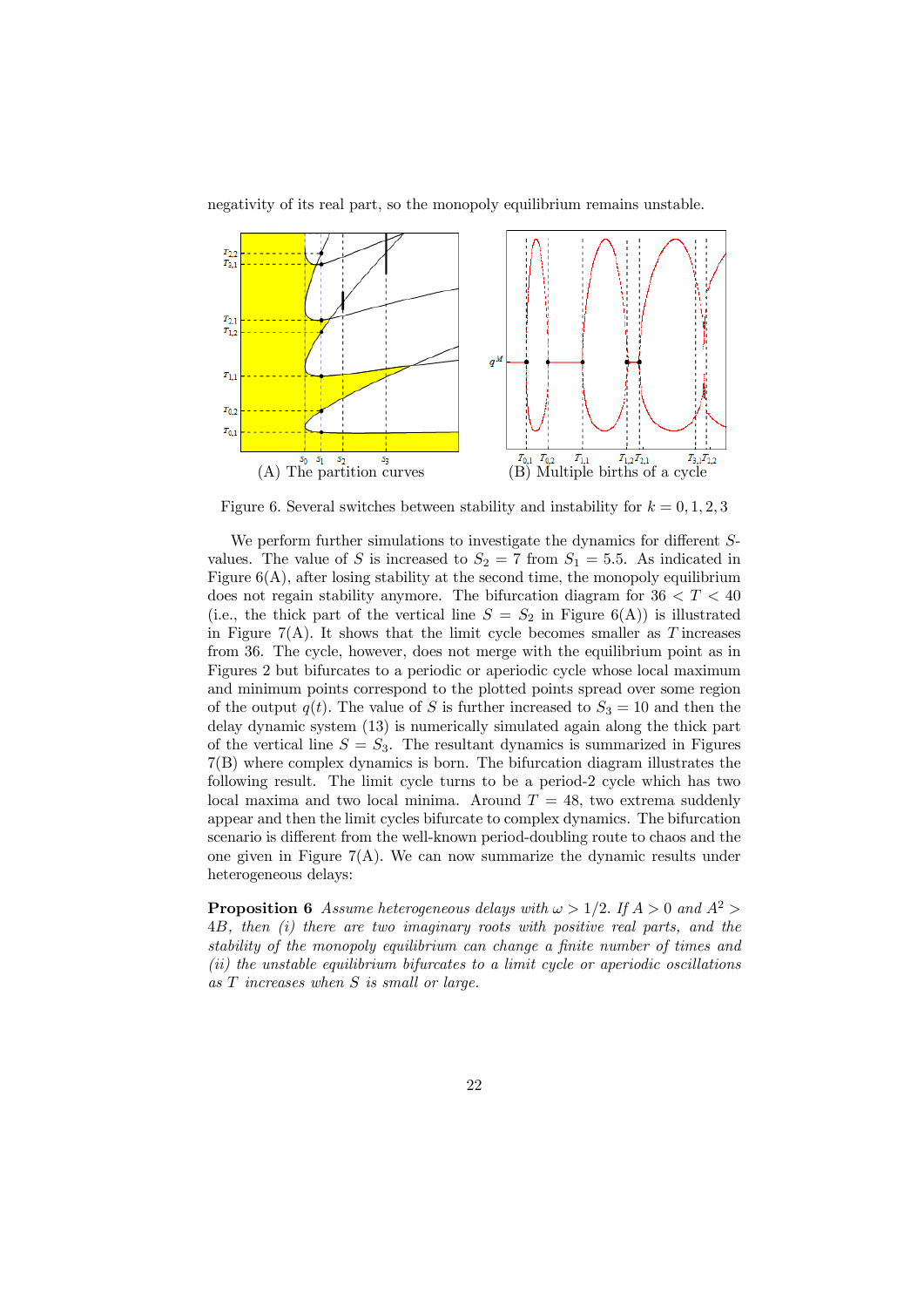negativity of its real part, so the monopoly equilibrium remains unstable.

(A) The partition curves (B) Multiple births of a cycle

Figure 6. Several switches between stability and instability for $k = 0, 1, 2, 3$

We perform further simulations to investigate the dynamics for different $S$-values. The value of $S$ is increased to $S_2 = 7$ from $S_1 = 5.5$. As indicated in Figure 6(A), after losing stability at the second time, the monopoly equilibrium does not regain stability anymore. The bifurcation diagram for $36 < T < 40$ (i.e., the thick part of the vertical line $S = S_2$ in Figure 6(A)) is illustrated in Figure 7(A). It shows that the limit cycle becomes smaller as $T$ increases from 36. The cycle, however, does not merge with the equilibrium point as in Figures 2 but bifurcates to a periodic or aperiodic cycle whose local maximum and minimum points correspond to the plotted points spread over some region of the output $q(t)$. The value of $S$ is further increased to $S_3 = 10$ and then the delay dynamic system (13) is numerically simulated again along the thick part of the vertical line $S = S_3$. The resultant dynamics is summarized in Figures 7(B) where complex dynamics is born. The bifurcation diagram illustrates the following result. The limit cycle turns to be a period-2 cycle which has two local maxima and two local minima. Around $T = 48$, two extrema suddenly appear and then the limit cycles bifurcate to complex dynamics. The bifurcation scenario is different from the well-known period-doubling route to chaos and the one given in Figure 7(A). We can now summarize the dynamic results under heterogeneous delays:

**Proposition 6** *Assume heterogeneous delays with $\omega > 1/2$. If $A > 0$ and $A^2 > 4B$, then (i) there are two imaginary roots with positive real parts, and the stability of the monopoly equilibrium can change a finite number of times and (ii) the unstable equilibrium bifurcates to a limit cycle or aperiodic oscillations as $T$ increases when $S$ is small or large.*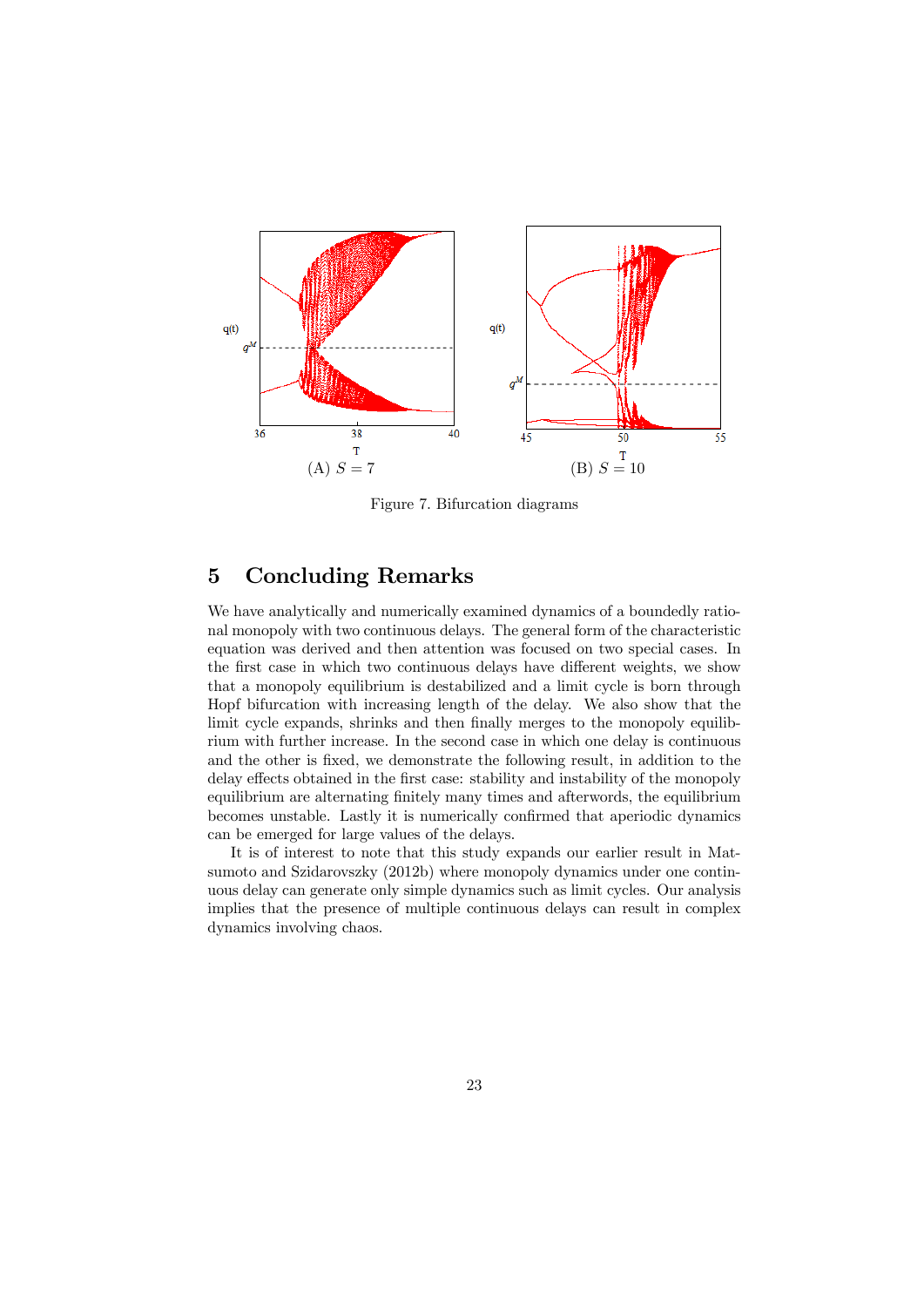(A) $S = 7$

(B) $S = 10$

Figure 7. Bifurcation diagrams

## 5 Concluding Remarks

We have analytically and numerically examined dynamics of a boundedly rational monopoly with two continuous delays. The general form of the characteristic equation was derived and then attention was focused on two special cases. In the first case in which two continuous delays have different weights, we show that a monopoly equilibrium is destabilized and a limit cycle is born through Hopf bifurcation with increasing length of the delay. We also show that the limit cycle expands, shrinks and then finally merges to the monopoly equilibrium with further increase. In the second case in which one delay is continuous and the other is fixed, we demonstrate the following result, in addition to the delay effects obtained in the first case: stability and instability of the monopoly equilibrium are alternating finitely many times and afterwords, the equilibrium becomes unstable. Lastly it is numerically confirmed that aperiodic dynamics can be emerged for large values of the delays.

It is of interest to note that this study expands our earlier result in Matsumoto and Szidarovszky (2012b) where monopoly dynamics under one continuous delay can generate only simple dynamics such as limit cycles. Our analysis implies that the presence of multiple continuous delays can result in complex dynamics involving chaos.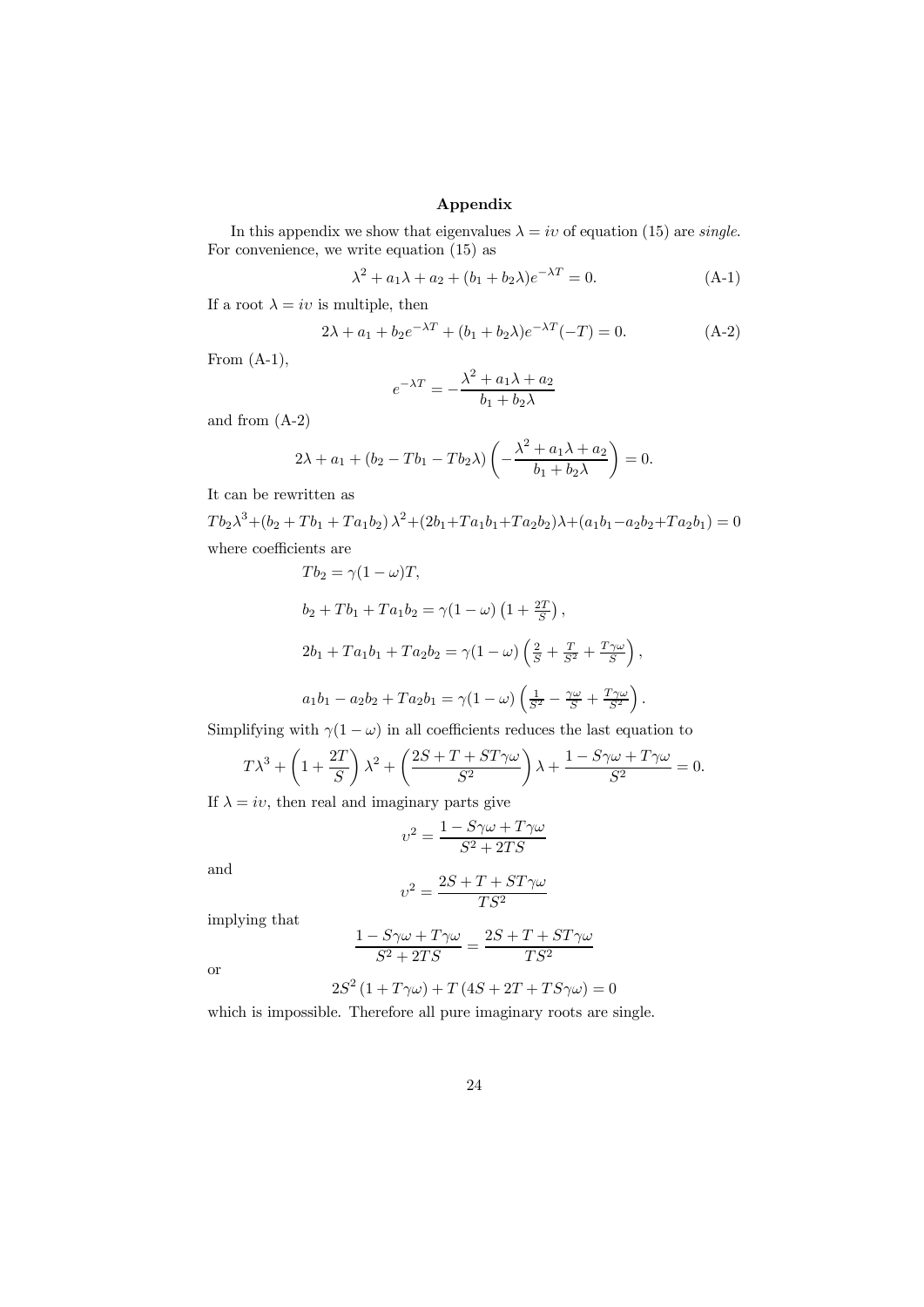## Appendix

In this appendix we show that eigenvalues $\lambda = iv$ of equation (15) are *single*. For convenience, we write equation (15) as

$$\lambda^2 + a_1\lambda + a_2 + (b_1 + b_2\lambda)e^{-\lambda T} = 0. \tag{A-1}$$

If a root $\lambda = iv$ is multiple, then

$$2\lambda + a_1 + b_2 e^{-\lambda T} + (b_1 + b_2\lambda)e^{-\lambda T}(-T) = 0. \tag{A-2}$$

From (A-1),

$$e^{-\lambda T} = -\frac{\lambda^2 + a_1\lambda + a_2}{b_1 + b_2\lambda}$$

and from (A-2)

$$2\lambda + a_1 + (b_2 - Tb_1 - Tb_2\lambda)\left(-\frac{\lambda^2 + a_1\lambda + a_2}{b_1 + b_2\lambda}\right) = 0.$$

It can be rewritten as

$$Tb_2\lambda^3 + (b_2 + Tb_1 + Ta_1b_2)\lambda^2 + (2b_1 + Ta_1b_1 + Ta_2b_2)\lambda + (a_1b_1 - a_2b_2 + Ta_2b_1) = 0$$

where coefficients are

$$Tb_2 = \gamma(1-\omega)T,$$

$$b_2 + Tb_1 + Ta_1b_2 = \gamma(1-\omega)\left(1 + \tfrac{2T}{S}\right),$$

$$2b_1 + Ta_1b_1 + Ta_2b_2 = \gamma(1-\omega)\left(\tfrac{2}{S} + \tfrac{T}{S^2} + \tfrac{T\gamma\omega}{S}\right),$$

$$a_1b_1 - a_2b_2 + Ta_2b_1 = \gamma(1-\omega)\left(\tfrac{1}{S^2} - \tfrac{\gamma\omega}{S} + \tfrac{T\gamma\omega}{S^2}\right).$$

Simplifying with $\gamma(1-\omega)$ in all coefficients reduces the last equation to

$$T\lambda^3 + \left(1 + \frac{2T}{S}\right)\lambda^2 + \left(\frac{2S + T + ST\gamma\omega}{S^2}\right)\lambda + \frac{1 - S\gamma\omega + T\gamma\omega}{S^2} = 0.$$

If $\lambda = iv$, then real and imaginary parts give

$$v^2 = \frac{1 - S\gamma\omega + T\gamma\omega}{S^2 + 2TS}$$

and

$$v^2 = \frac{2S + T + ST\gamma\omega}{TS^2}$$

implying that

$$\frac{1 - S\gamma\omega + T\gamma\omega}{S^2 + 2TS} = \frac{2S + T + ST\gamma\omega}{TS^2}$$

or

$$2S^2(1 + T\gamma\omega) + T(4S + 2T + TS\gamma\omega) = 0$$

which is impossible. Therefore all pure imaginary roots are single.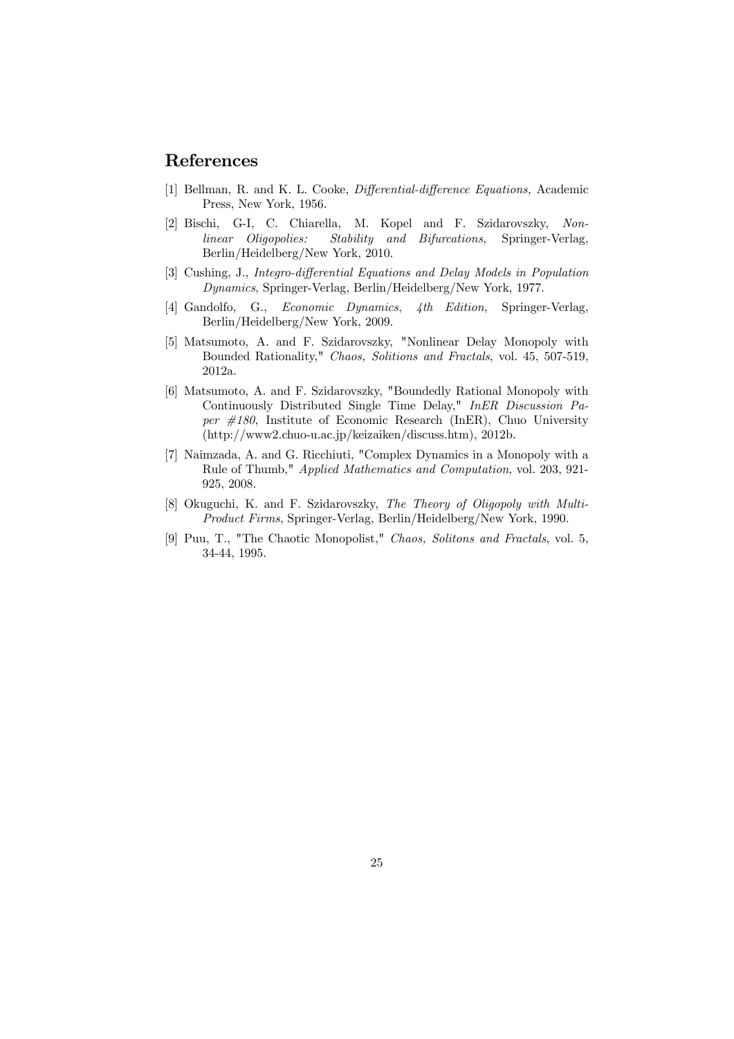## References

[1] Bellman, R. and K. L. Cooke, *Differential-difference Equations,* Academic Press, New York, 1956.

[2] Bischi, G-I, C. Chiarella, M. Kopel and F. Szidarovszky, *Nonlinear Oligopolies: Stability and Bifurcations*, Springer-Verlag, Berlin/Heidelberg/New York, 2010.

[3] Cushing, J., *Integro-differential Equations and Delay Models in Population Dynamics*, Springer-Verlag, Berlin/Heidelberg/New York, 1977.

[4] Gandolfo, G., *Economic Dynamics*, *4th Edition*, Springer-Verlag, Berlin/Heidelberg/New York, 2009.

[5] Matsumoto, A. and F. Szidarovszky, "Nonlinear Delay Monopoly with Bounded Rationality," *Chaos, Solitions and Fractals*, vol. 45, 507-519, 2012a.

[6] Matsumoto, A. and F. Szidarovszky, "Boundedly Rational Monopoly with Continuously Distributed Single Time Delay," *InER Discussion Paper #180*, Institute of Economic Research (InER), Chuo University (http://www2.chuo-u.ac.jp/keizaiken/discuss.htm), 2012b.

[7] Naimzada, A. and G. Ricchiuti, "Complex Dynamics in a Monopoly with a Rule of Thumb," *Applied Mathematics and Computation*, vol. 203, 921-925, 2008.

[8] Okuguchi, K. and F. Szidarovszky, *The Theory of Oligopoly with Multi-Product Firms*, Springer-Verlag, Berlin/Heidelberg/New York, 1990.

[9] Puu, T., "The Chaotic Monopolist," *Chaos, Solitons and Fractals*, vol. 5, 34-44, 1995.